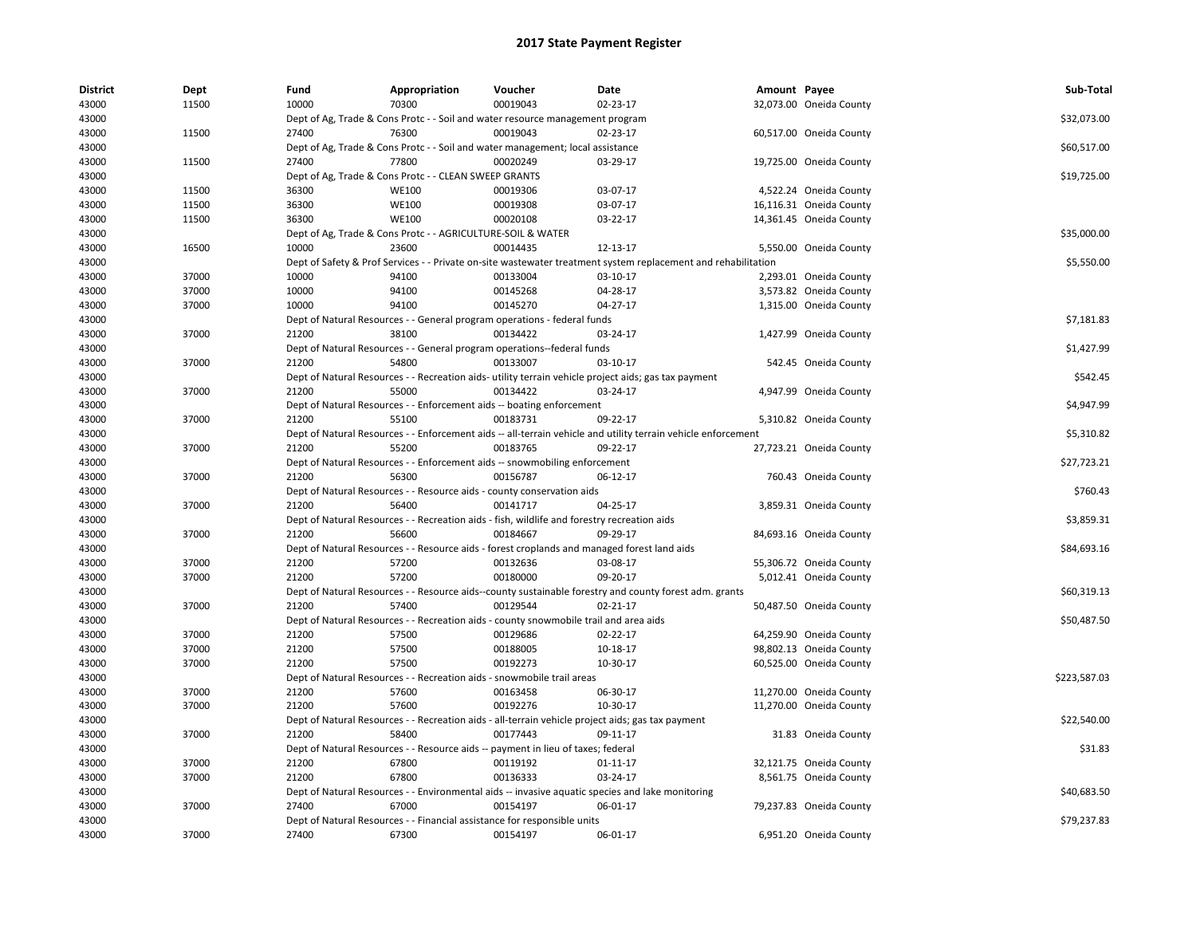# 2017 State Payment Register

| District | Dept | Fund | Appropriation | Voucher | Date | Amount | Payee | Sub-Total |
|---|---|---|---|---|---|---|---|---|
| 43000 | 11500 | 10000 | 70300 | 00019043 | 02-23-17 | 32,073.00 | Oneida County | |
| 43000 | | Dept of Ag, Trade & Cons Protc - - Soil and water resource management program | | | | | | $32,073.00 |
| 43000 | 11500 | 27400 | 76300 | 00019043 | 02-23-17 | 60,517.00 | Oneida County | |
| 43000 | | Dept of Ag, Trade & Cons Protc - - Soil and water management; local assistance | | | | | | $60,517.00 |
| 43000 | 11500 | 27400 | 77800 | 00020249 | 03-29-17 | 19,725.00 | Oneida County | |
| 43000 | | Dept of Ag, Trade & Cons Protc - - CLEAN SWEEP GRANTS | | | | | | $19,725.00 |
| 43000 | 11500 | 36300 | WE100 | 00019306 | 03-07-17 | 4,522.24 | Oneida County | |
| 43000 | 11500 | 36300 | WE100 | 00019308 | 03-07-17 | 16,116.31 | Oneida County | |
| 43000 | 11500 | 36300 | WE100 | 00020108 | 03-22-17 | 14,361.45 | Oneida County | |
| 43000 | | Dept of Ag, Trade & Cons Protc - - AGRICULTURE-SOIL & WATER | | | | | | $35,000.00 |
| 43000 | 16500 | 10000 | 23600 | 00014435 | 12-13-17 | 5,550.00 | Oneida County | |
| 43000 | | Dept of Safety & Prof Services - - Private on-site wastewater treatment system replacement and rehabilitation | | | | | | $5,550.00 |
| 43000 | 37000 | 10000 | 94100 | 00133004 | 03-10-17 | 2,293.01 | Oneida County | |
| 43000 | 37000 | 10000 | 94100 | 00145268 | 04-28-17 | 3,573.82 | Oneida County | |
| 43000 | 37000 | 10000 | 94100 | 00145270 | 04-27-17 | 1,315.00 | Oneida County | |
| 43000 | | Dept of Natural Resources - - General program operations - federal funds | | | | | | $7,181.83 |
| 43000 | 37000 | 21200 | 38100 | 00134422 | 03-24-17 | 1,427.99 | Oneida County | |
| 43000 | | Dept of Natural Resources - - General program operations--federal funds | | | | | | $1,427.99 |
| 43000 | 37000 | 21200 | 54800 | 00133007 | 03-10-17 | 542.45 | Oneida County | |
| 43000 | | Dept of Natural Resources - - Recreation aids- utility terrain vehicle project aids; gas tax payment | | | | | | $542.45 |
| 43000 | 37000 | 21200 | 55000 | 00134422 | 03-24-17 | 4,947.99 | Oneida County | |
| 43000 | | Dept of Natural Resources - - Enforcement aids -- boating enforcement | | | | | | $4,947.99 |
| 43000 | 37000 | 21200 | 55100 | 00183731 | 09-22-17 | 5,310.82 | Oneida County | |
| 43000 | | Dept of Natural Resources - - Enforcement aids -- all-terrain vehicle and utility terrain vehicle enforcement | | | | | | $5,310.82 |
| 43000 | 37000 | 21200 | 55200 | 00183765 | 09-22-17 | 27,723.21 | Oneida County | |
| 43000 | | Dept of Natural Resources - - Enforcement aids -- snowmobiling enforcement | | | | | | $27,723.21 |
| 43000 | 37000 | 21200 | 56300 | 00156787 | 06-12-17 | 760.43 | Oneida County | |
| 43000 | | Dept of Natural Resources - - Resource aids - county conservation aids | | | | | | $760.43 |
| 43000 | 37000 | 21200 | 56400 | 00141717 | 04-25-17 | 3,859.31 | Oneida County | |
| 43000 | | Dept of Natural Resources - - Recreation aids - fish, wildlife and forestry recreation aids | | | | | | $3,859.31 |
| 43000 | 37000 | 21200 | 56600 | 00184667 | 09-29-17 | 84,693.16 | Oneida County | |
| 43000 | | Dept of Natural Resources - - Resource aids - forest croplands and managed forest land aids | | | | | | $84,693.16 |
| 43000 | 37000 | 21200 | 57200 | 00132636 | 03-08-17 | 55,306.72 | Oneida County | |
| 43000 | 37000 | 21200 | 57200 | 00180000 | 09-20-17 | 5,012.41 | Oneida County | |
| 43000 | | Dept of Natural Resources - - Resource aids--county sustainable forestry and county forest adm. grants | | | | | | $60,319.13 |
| 43000 | 37000 | 21200 | 57400 | 00129544 | 02-21-17 | 50,487.50 | Oneida County | |
| 43000 | | Dept of Natural Resources - - Recreation aids - county snowmobile trail and area aids | | | | | | $50,487.50 |
| 43000 | 37000 | 21200 | 57500 | 00129686 | 02-22-17 | 64,259.90 | Oneida County | |
| 43000 | 37000 | 21200 | 57500 | 00188005 | 10-18-17 | 98,802.13 | Oneida County | |
| 43000 | 37000 | 21200 | 57500 | 00192273 | 10-30-17 | 60,525.00 | Oneida County | |
| 43000 | | Dept of Natural Resources - - Recreation aids - snowmobile trail areas | | | | | | $223,587.03 |
| 43000 | 37000 | 21200 | 57600 | 00163458 | 06-30-17 | 11,270.00 | Oneida County | |
| 43000 | 37000 | 21200 | 57600 | 00192276 | 10-30-17 | 11,270.00 | Oneida County | |
| 43000 | | Dept of Natural Resources - - Recreation aids - all-terrain vehicle project aids; gas tax payment | | | | | | $22,540.00 |
| 43000 | 37000 | 21200 | 58400 | 00177443 | 09-11-17 | 31.83 | Oneida County | |
| 43000 | | Dept of Natural Resources - - Resource aids -- payment in lieu of taxes; federal | | | | | | $31.83 |
| 43000 | 37000 | 21200 | 67800 | 00119192 | 01-11-17 | 32,121.75 | Oneida County | |
| 43000 | 37000 | 21200 | 67800 | 00136333 | 03-24-17 | 8,561.75 | Oneida County | |
| 43000 | | Dept of Natural Resources - - Environmental aids -- invasive aquatic species and lake monitoring | | | | | | $40,683.50 |
| 43000 | 37000 | 27400 | 67000 | 00154197 | 06-01-17 | 79,237.83 | Oneida County | |
| 43000 | | Dept of Natural Resources - - Financial assistance for responsible units | | | | | | $79,237.83 |
| 43000 | 37000 | 27400 | 67300 | 00154197 | 06-01-17 | 6,951.20 | Oneida County | |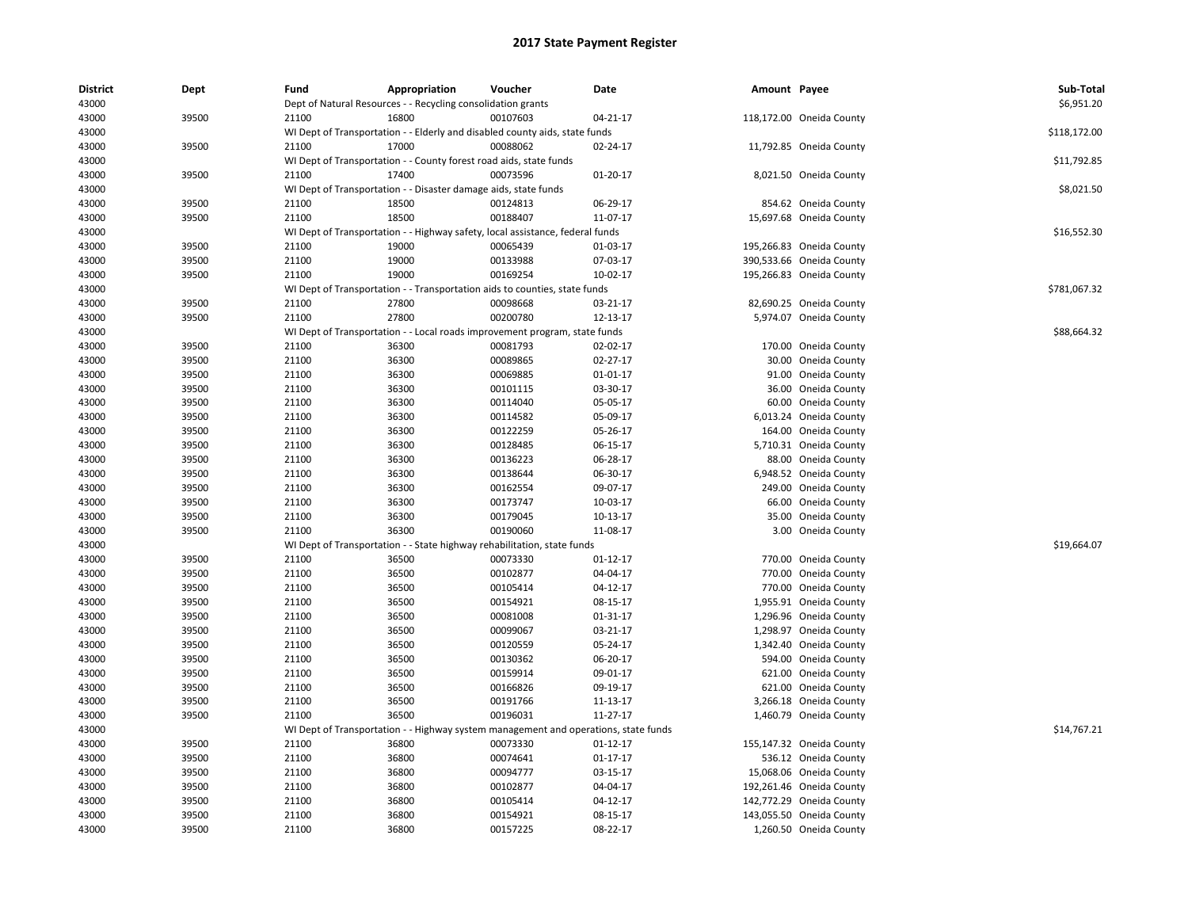## 2017 State Payment Register

| District | Dept | Fund | Appropriation | Voucher | Date | Amount | Payee | Sub-Total |
|---|---|---|---|---|---|---|---|---|
| 43000 | | Dept of Natural Resources - - Recycling consolidation grants | | | | | | $6,951.20 |
| 43000 | 39500 | 21100 | 16800 | 00107603 | 04-21-17 | 118,172.00 | Oneida County | |
| 43000 | | WI Dept of Transportation - - Elderly and disabled county aids, state funds | | | | | | $118,172.00 |
| 43000 | 39500 | 21100 | 17000 | 00088062 | 02-24-17 | 11,792.85 | Oneida County | |
| 43000 | | WI Dept of Transportation - - County forest road aids, state funds | | | | | | $11,792.85 |
| 43000 | 39500 | 21100 | 17400 | 00073596 | 01-20-17 | 8,021.50 | Oneida County | |
| 43000 | | WI Dept of Transportation - - Disaster damage aids, state funds | | | | | | $8,021.50 |
| 43000 | 39500 | 21100 | 18500 | 00124813 | 06-29-17 | 854.62 | Oneida County | |
| 43000 | 39500 | 21100 | 18500 | 00188407 | 11-07-17 | 15,697.68 | Oneida County | |
| 43000 | | WI Dept of Transportation - - Highway safety, local assistance, federal funds | | | | | | $16,552.30 |
| 43000 | 39500 | 21100 | 19000 | 00065439 | 01-03-17 | 195,266.83 | Oneida County | |
| 43000 | 39500 | 21100 | 19000 | 00133988 | 07-03-17 | 390,533.66 | Oneida County | |
| 43000 | 39500 | 21100 | 19000 | 00169254 | 10-02-17 | 195,266.83 | Oneida County | |
| 43000 | | WI Dept of Transportation - - Transportation aids to counties, state funds | | | | | | $781,067.32 |
| 43000 | 39500 | 21100 | 27800 | 00098668 | 03-21-17 | 82,690.25 | Oneida County | |
| 43000 | 39500 | 21100 | 27800 | 00200780 | 12-13-17 | 5,974.07 | Oneida County | |
| 43000 | | WI Dept of Transportation - - Local roads improvement program, state funds | | | | | | $88,664.32 |
| 43000 | 39500 | 21100 | 36300 | 00081793 | 02-02-17 | 170.00 | Oneida County | |
| 43000 | 39500 | 21100 | 36300 | 00089865 | 02-27-17 | 30.00 | Oneida County | |
| 43000 | 39500 | 21100 | 36300 | 00069885 | 01-01-17 | 91.00 | Oneida County | |
| 43000 | 39500 | 21100 | 36300 | 00101115 | 03-30-17 | 36.00 | Oneida County | |
| 43000 | 39500 | 21100 | 36300 | 00114040 | 05-05-17 | 60.00 | Oneida County | |
| 43000 | 39500 | 21100 | 36300 | 00114582 | 05-09-17 | 6,013.24 | Oneida County | |
| 43000 | 39500 | 21100 | 36300 | 00122259 | 05-26-17 | 164.00 | Oneida County | |
| 43000 | 39500 | 21100 | 36300 | 00128485 | 06-15-17 | 5,710.31 | Oneida County | |
| 43000 | 39500 | 21100 | 36300 | 00136223 | 06-28-17 | 88.00 | Oneida County | |
| 43000 | 39500 | 21100 | 36300 | 00138644 | 06-30-17 | 6,948.52 | Oneida County | |
| 43000 | 39500 | 21100 | 36300 | 00162554 | 09-07-17 | 249.00 | Oneida County | |
| 43000 | 39500 | 21100 | 36300 | 00173747 | 10-03-17 | 66.00 | Oneida County | |
| 43000 | 39500 | 21100 | 36300 | 00179045 | 10-13-17 | 35.00 | Oneida County | |
| 43000 | 39500 | 21100 | 36300 | 00190060 | 11-08-17 | 3.00 | Oneida County | |
| 43000 | | WI Dept of Transportation - - State highway rehabilitation, state funds | | | | | | $19,664.07 |
| 43000 | 39500 | 21100 | 36500 | 00073330 | 01-12-17 | 770.00 | Oneida County | |
| 43000 | 39500 | 21100 | 36500 | 00102877 | 04-04-17 | 770.00 | Oneida County | |
| 43000 | 39500 | 21100 | 36500 | 00105414 | 04-12-17 | 770.00 | Oneida County | |
| 43000 | 39500 | 21100 | 36500 | 00154921 | 08-15-17 | 1,955.91 | Oneida County | |
| 43000 | 39500 | 21100 | 36500 | 00081008 | 01-31-17 | 1,296.96 | Oneida County | |
| 43000 | 39500 | 21100 | 36500 | 00099067 | 03-21-17 | 1,298.97 | Oneida County | |
| 43000 | 39500 | 21100 | 36500 | 00120559 | 05-24-17 | 1,342.40 | Oneida County | |
| 43000 | 39500 | 21100 | 36500 | 00130362 | 06-20-17 | 594.00 | Oneida County | |
| 43000 | 39500 | 21100 | 36500 | 00159914 | 09-01-17 | 621.00 | Oneida County | |
| 43000 | 39500 | 21100 | 36500 | 00166826 | 09-19-17 | 621.00 | Oneida County | |
| 43000 | 39500 | 21100 | 36500 | 00191766 | 11-13-17 | 3,266.18 | Oneida County | |
| 43000 | 39500 | 21100 | 36500 | 00196031 | 11-27-17 | 1,460.79 | Oneida County | |
| 43000 | | WI Dept of Transportation - - Highway system management and operations, state funds | | | | | | $14,767.21 |
| 43000 | 39500 | 21100 | 36800 | 00073330 | 01-12-17 | 155,147.32 | Oneida County | |
| 43000 | 39500 | 21100 | 36800 | 00074641 | 01-17-17 | 536.12 | Oneida County | |
| 43000 | 39500 | 21100 | 36800 | 00094777 | 03-15-17 | 15,068.06 | Oneida County | |
| 43000 | 39500 | 21100 | 36800 | 00102877 | 04-04-17 | 192,261.46 | Oneida County | |
| 43000 | 39500 | 21100 | 36800 | 00105414 | 04-12-17 | 142,772.29 | Oneida County | |
| 43000 | 39500 | 21100 | 36800 | 00154921 | 08-15-17 | 143,055.50 | Oneida County | |
| 43000 | 39500 | 21100 | 36800 | 00157225 | 08-22-17 | 1,260.50 | Oneida County | |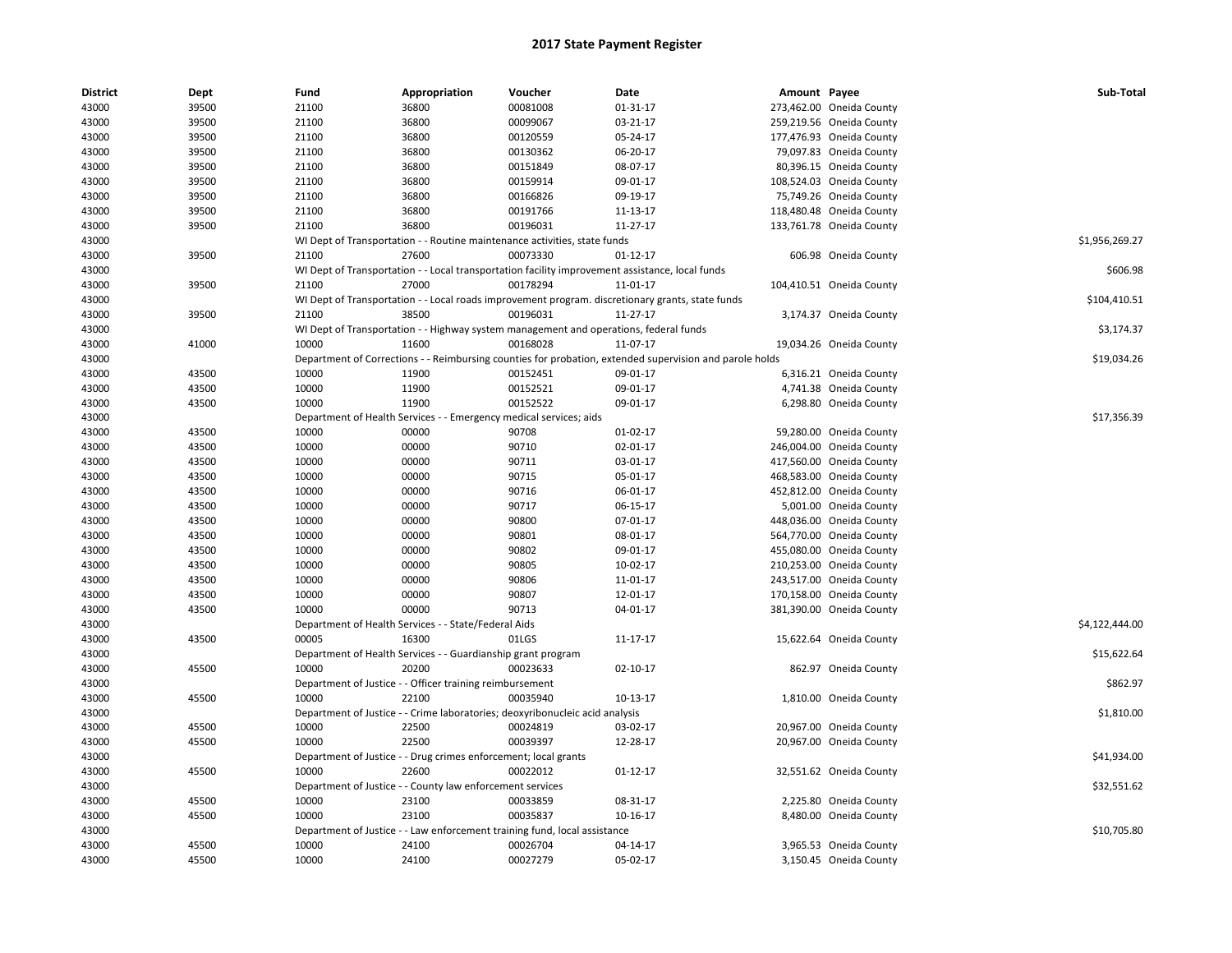# 2017 State Payment Register

| District | Dept | Fund | Appropriation | Voucher | Date | Amount | Payee | Sub-Total |
|---|---|---|---|---|---|---|---|---|
| 43000 | 39500 | 21100 | 36800 | 00081008 | 01-31-17 | 273,462.00 | Oneida County | |
| 43000 | 39500 | 21100 | 36800 | 00099067 | 03-21-17 | 259,219.56 | Oneida County | |
| 43000 | 39500 | 21100 | 36800 | 00120559 | 05-24-17 | 177,476.93 | Oneida County | |
| 43000 | 39500 | 21100 | 36800 | 00130362 | 06-20-17 | 79,097.83 | Oneida County | |
| 43000 | 39500 | 21100 | 36800 | 00151849 | 08-07-17 | 80,396.15 | Oneida County | |
| 43000 | 39500 | 21100 | 36800 | 00159914 | 09-01-17 | 108,524.03 | Oneida County | |
| 43000 | 39500 | 21100 | 36800 | 00166826 | 09-19-17 | 75,749.26 | Oneida County | |
| 43000 | 39500 | 21100 | 36800 | 00191766 | 11-13-17 | 118,480.48 | Oneida County | |
| 43000 | 39500 | 21100 | 36800 | 00196031 | 11-27-17 | 133,761.78 | Oneida County | |
| 43000 | | WI Dept of Transportation - - Routine maintenance activities, state funds | | | | | | $1,956,269.27 |
| 43000 | 39500 | 21100 | 27600 | 00073330 | 01-12-17 | 606.98 | Oneida County | |
| 43000 | | WI Dept of Transportation - - Local transportation facility improvement assistance, local funds | | | | | | $606.98 |
| 43000 | 39500 | 21100 | 27000 | 00178294 | 11-01-17 | 104,410.51 | Oneida County | |
| 43000 | | WI Dept of Transportation - - Local roads improvement program. discretionary grants, state funds | | | | | | $104,410.51 |
| 43000 | 39500 | 21100 | 38500 | 00196031 | 11-27-17 | 3,174.37 | Oneida County | |
| 43000 | | WI Dept of Transportation - - Highway system management and operations, federal funds | | | | | | $3,174.37 |
| 43000 | 41000 | 10000 | 11600 | 00168028 | 11-07-17 | 19,034.26 | Oneida County | |
| 43000 | | Department of Corrections - - Reimbursing counties for probation, extended supervision and parole holds | | | | | | $19,034.26 |
| 43000 | 43500 | 10000 | 11900 | 00152451 | 09-01-17 | 6,316.21 | Oneida County | |
| 43000 | 43500 | 10000 | 11900 | 00152521 | 09-01-17 | 4,741.38 | Oneida County | |
| 43000 | 43500 | 10000 | 11900 | 00152522 | 09-01-17 | 6,298.80 | Oneida County | |
| 43000 | | Department of Health Services - - Emergency medical services; aids | | | | | | $17,356.39 |
| 43000 | 43500 | 10000 | 00000 | 90708 | 01-02-17 | 59,280.00 | Oneida County | |
| 43000 | 43500 | 10000 | 00000 | 90710 | 02-01-17 | 246,004.00 | Oneida County | |
| 43000 | 43500 | 10000 | 00000 | 90711 | 03-01-17 | 417,560.00 | Oneida County | |
| 43000 | 43500 | 10000 | 00000 | 90715 | 05-01-17 | 468,583.00 | Oneida County | |
| 43000 | 43500 | 10000 | 00000 | 90716 | 06-01-17 | 452,812.00 | Oneida County | |
| 43000 | 43500 | 10000 | 00000 | 90717 | 06-15-17 | 5,001.00 | Oneida County | |
| 43000 | 43500 | 10000 | 00000 | 90800 | 07-01-17 | 448,036.00 | Oneida County | |
| 43000 | 43500 | 10000 | 00000 | 90801 | 08-01-17 | 564,770.00 | Oneida County | |
| 43000 | 43500 | 10000 | 00000 | 90802 | 09-01-17 | 455,080.00 | Oneida County | |
| 43000 | 43500 | 10000 | 00000 | 90805 | 10-02-17 | 210,253.00 | Oneida County | |
| 43000 | 43500 | 10000 | 00000 | 90806 | 11-01-17 | 243,517.00 | Oneida County | |
| 43000 | 43500 | 10000 | 00000 | 90807 | 12-01-17 | 170,158.00 | Oneida County | |
| 43000 | 43500 | 10000 | 00000 | 90713 | 04-01-17 | 381,390.00 | Oneida County | |
| 43000 | | Department of Health Services - - State/Federal Aids | | | | | | $4,122,444.00 |
| 43000 | 43500 | 00005 | 16300 | 01LGS | 11-17-17 | 15,622.64 | Oneida County | |
| 43000 | | Department of Health Services - - Guardianship grant program | | | | | | $15,622.64 |
| 43000 | 45500 | 10000 | 20200 | 00023633 | 02-10-17 | 862.97 | Oneida County | |
| 43000 | | Department of Justice - - Officer training reimbursement | | | | | | $862.97 |
| 43000 | 45500 | 10000 | 22100 | 00035940 | 10-13-17 | 1,810.00 | Oneida County | |
| 43000 | | Department of Justice - - Crime laboratories; deoxyribonucleic acid analysis | | | | | | $1,810.00 |
| 43000 | 45500 | 10000 | 22500 | 00024819 | 03-02-17 | 20,967.00 | Oneida County | |
| 43000 | 45500 | 10000 | 22500 | 00039397 | 12-28-17 | 20,967.00 | Oneida County | |
| 43000 | | Department of Justice - - Drug crimes enforcement; local grants | | | | | | $41,934.00 |
| 43000 | 45500 | 10000 | 22600 | 00022012 | 01-12-17 | 32,551.62 | Oneida County | |
| 43000 | | Department of Justice - - County law enforcement services | | | | | | $32,551.62 |
| 43000 | 45500 | 10000 | 23100 | 00033859 | 08-31-17 | 2,225.80 | Oneida County | |
| 43000 | 45500 | 10000 | 23100 | 00035837 | 10-16-17 | 8,480.00 | Oneida County | |
| 43000 | | Department of Justice - - Law enforcement training fund, local assistance | | | | | | $10,705.80 |
| 43000 | 45500 | 10000 | 24100 | 00026704 | 04-14-17 | 3,965.53 | Oneida County | |
| 43000 | 45500 | 10000 | 24100 | 00027279 | 05-02-17 | 3,150.45 | Oneida County | |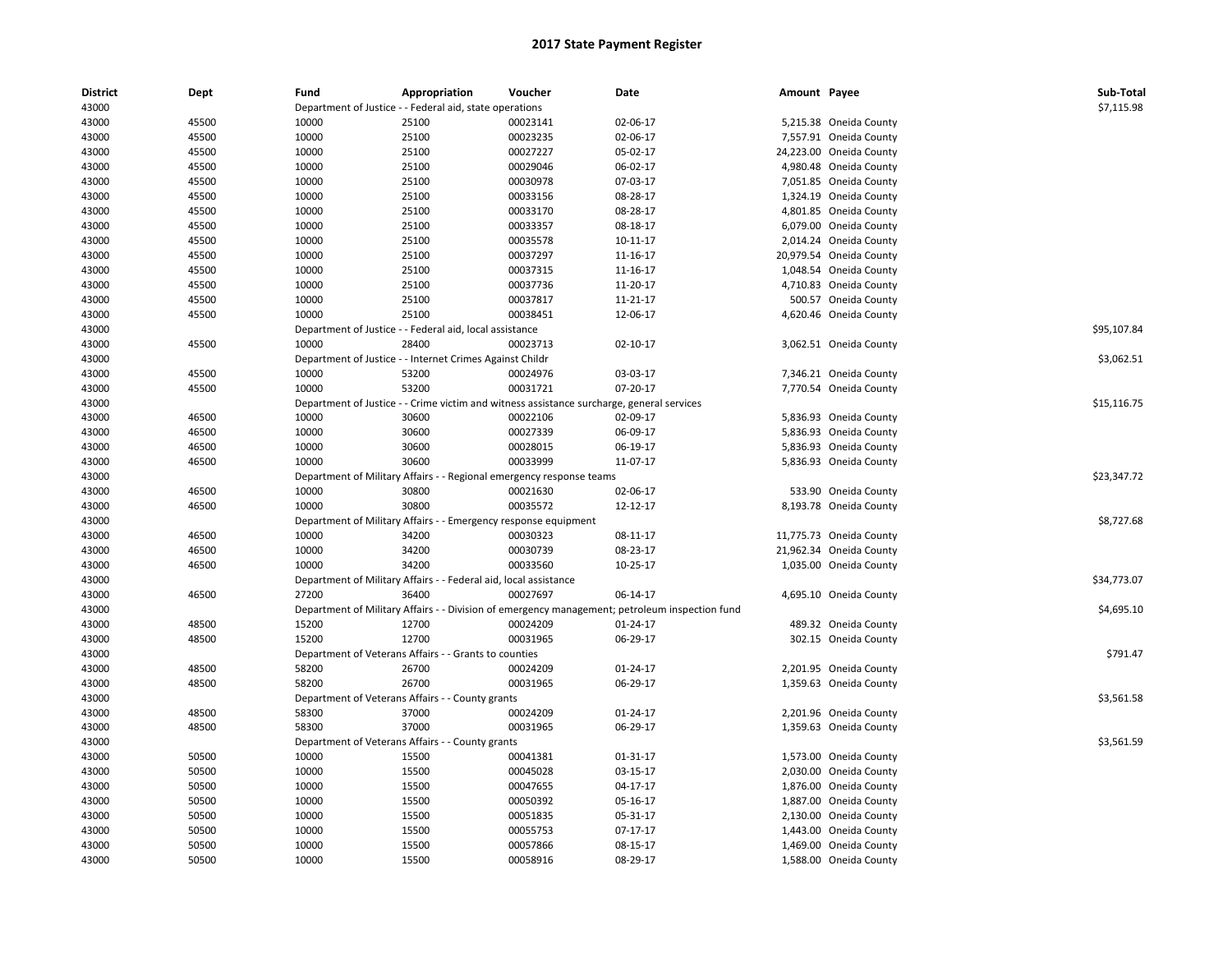# 2017 State Payment Register

| District | Dept | Fund | Appropriation | Voucher | Date | Amount | Payee | Sub-Total |
|---|---|---|---|---|---|---|---|---|
| 43000 | | Department of Justice - - Federal aid, state operations | | | | | | $7,115.98 |
| 43000 | 45500 | 10000 | 25100 | 00023141 | 02-06-17 | 5,215.38 | Oneida County | |
| 43000 | 45500 | 10000 | 25100 | 00023235 | 02-06-17 | 7,557.91 | Oneida County | |
| 43000 | 45500 | 10000 | 25100 | 00027227 | 05-02-17 | 24,223.00 | Oneida County | |
| 43000 | 45500 | 10000 | 25100 | 00029046 | 06-02-17 | 4,980.48 | Oneida County | |
| 43000 | 45500 | 10000 | 25100 | 00030978 | 07-03-17 | 7,051.85 | Oneida County | |
| 43000 | 45500 | 10000 | 25100 | 00033156 | 08-28-17 | 1,324.19 | Oneida County | |
| 43000 | 45500 | 10000 | 25100 | 00033170 | 08-28-17 | 4,801.85 | Oneida County | |
| 43000 | 45500 | 10000 | 25100 | 00033357 | 08-18-17 | 6,079.00 | Oneida County | |
| 43000 | 45500 | 10000 | 25100 | 00035578 | 10-11-17 | 2,014.24 | Oneida County | |
| 43000 | 45500 | 10000 | 25100 | 00037297 | 11-16-17 | 20,979.54 | Oneida County | |
| 43000 | 45500 | 10000 | 25100 | 00037315 | 11-16-17 | 1,048.54 | Oneida County | |
| 43000 | 45500 | 10000 | 25100 | 00037736 | 11-20-17 | 4,710.83 | Oneida County | |
| 43000 | 45500 | 10000 | 25100 | 00037817 | 11-21-17 | 500.57 | Oneida County | |
| 43000 | 45500 | 10000 | 25100 | 00038451 | 12-06-17 | 4,620.46 | Oneida County | |
| 43000 | | Department of Justice - - Federal aid, local assistance | | | | | | $95,107.84 |
| 43000 | 45500 | 10000 | 28400 | 00023713 | 02-10-17 | 3,062.51 | Oneida County | |
| 43000 | | Department of Justice - - Internet Crimes Against Childr | | | | | | $3,062.51 |
| 43000 | 45500 | 10000 | 53200 | 00024976 | 03-03-17 | 7,346.21 | Oneida County | |
| 43000 | 45500 | 10000 | 53200 | 00031721 | 07-20-17 | 7,770.54 | Oneida County | |
| 43000 | | Department of Justice - - Crime victim and witness assistance surcharge, general services | | | | | | $15,116.75 |
| 43000 | 46500 | 10000 | 30600 | 00022106 | 02-09-17 | 5,836.93 | Oneida County | |
| 43000 | 46500 | 10000 | 30600 | 00027339 | 06-09-17 | 5,836.93 | Oneida County | |
| 43000 | 46500 | 10000 | 30600 | 00028015 | 06-19-17 | 5,836.93 | Oneida County | |
| 43000 | 46500 | 10000 | 30600 | 00033999 | 11-07-17 | 5,836.93 | Oneida County | |
| 43000 | | Department of Military Affairs - - Regional emergency response teams | | | | | | $23,347.72 |
| 43000 | 46500 | 10000 | 30800 | 00021630 | 02-06-17 | 533.90 | Oneida County | |
| 43000 | 46500 | 10000 | 30800 | 00035572 | 12-12-17 | 8,193.78 | Oneida County | |
| 43000 | | Department of Military Affairs - - Emergency response equipment | | | | | | $8,727.68 |
| 43000 | 46500 | 10000 | 34200 | 00030323 | 08-11-17 | 11,775.73 | Oneida County | |
| 43000 | 46500 | 10000 | 34200 | 00030739 | 08-23-17 | 21,962.34 | Oneida County | |
| 43000 | 46500 | 10000 | 34200 | 00033560 | 10-25-17 | 1,035.00 | Oneida County | |
| 43000 | | Department of Military Affairs - - Federal aid, local assistance | | | | | | $34,773.07 |
| 43000 | 46500 | 27200 | 36400 | 00027697 | 06-14-17 | 4,695.10 | Oneida County | |
| 43000 | | Department of Military Affairs - - Division of emergency management; petroleum inspection fund | | | | | | $4,695.10 |
| 43000 | 48500 | 15200 | 12700 | 00024209 | 01-24-17 | 489.32 | Oneida County | |
| 43000 | 48500 | 15200 | 12700 | 00031965 | 06-29-17 | 302.15 | Oneida County | |
| 43000 | | Department of Veterans Affairs - - Grants to counties | | | | | | $791.47 |
| 43000 | 48500 | 58200 | 26700 | 00024209 | 01-24-17 | 2,201.95 | Oneida County | |
| 43000 | 48500 | 58200 | 26700 | 00031965 | 06-29-17 | 1,359.63 | Oneida County | |
| 43000 | | Department of Veterans Affairs - - County grants | | | | | | $3,561.58 |
| 43000 | 48500 | 58300 | 37000 | 00024209 | 01-24-17 | 2,201.96 | Oneida County | |
| 43000 | 48500 | 58300 | 37000 | 00031965 | 06-29-17 | 1,359.63 | Oneida County | |
| 43000 | | Department of Veterans Affairs - - County grants | | | | | | $3,561.59 |
| 43000 | 50500 | 10000 | 15500 | 00041381 | 01-31-17 | 1,573.00 | Oneida County | |
| 43000 | 50500 | 10000 | 15500 | 00045028 | 03-15-17 | 2,030.00 | Oneida County | |
| 43000 | 50500 | 10000 | 15500 | 00047655 | 04-17-17 | 1,876.00 | Oneida County | |
| 43000 | 50500 | 10000 | 15500 | 00050392 | 05-16-17 | 1,887.00 | Oneida County | |
| 43000 | 50500 | 10000 | 15500 | 00051835 | 05-31-17 | 2,130.00 | Oneida County | |
| 43000 | 50500 | 10000 | 15500 | 00055753 | 07-17-17 | 1,443.00 | Oneida County | |
| 43000 | 50500 | 10000 | 15500 | 00057866 | 08-15-17 | 1,469.00 | Oneida County | |
| 43000 | 50500 | 10000 | 15500 | 00058916 | 08-29-17 | 1,588.00 | Oneida County | |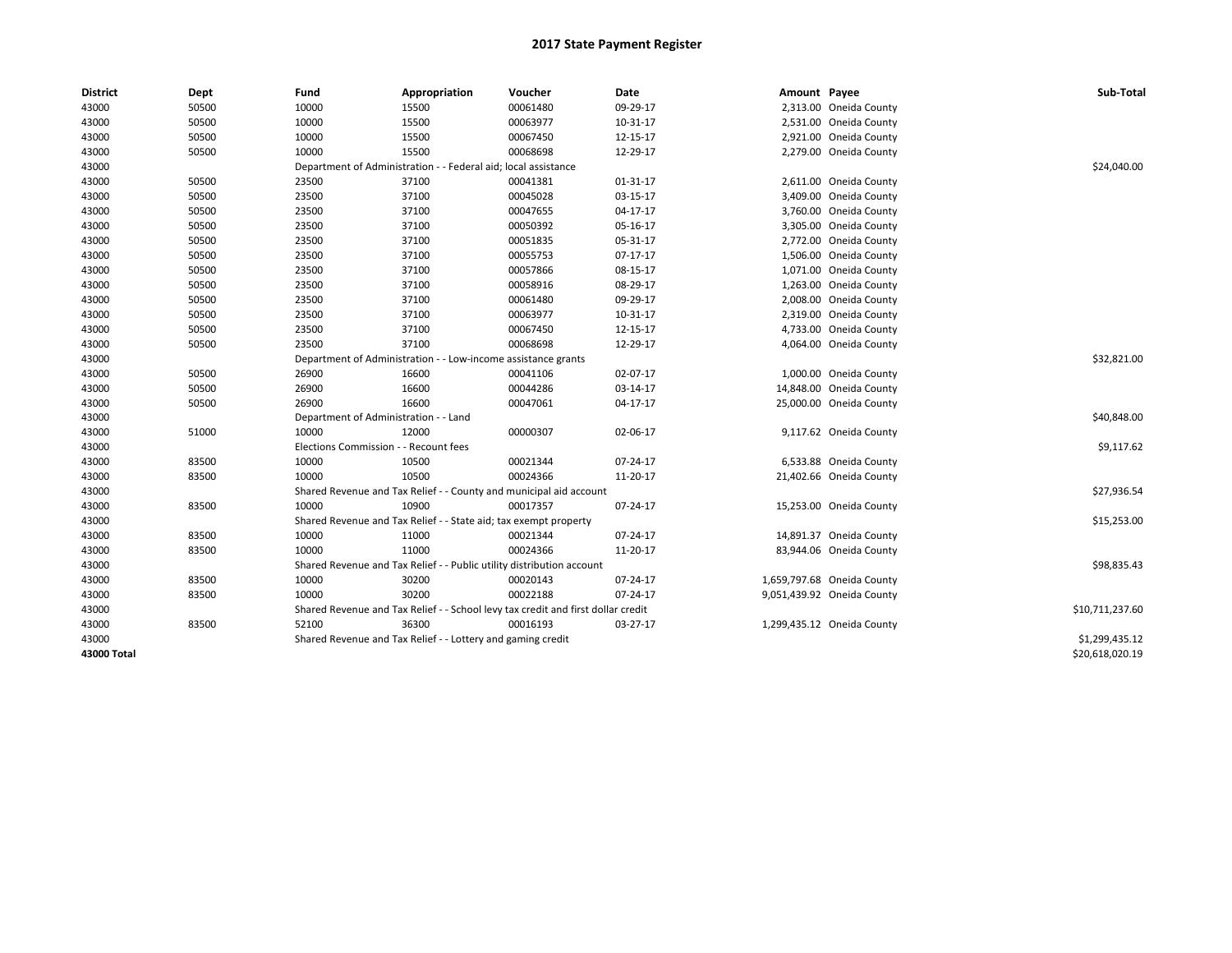# 2017 State Payment Register

| District | Dept | Fund | Appropriation | Voucher | Date | Amount | Payee | Sub-Total |
|---|---|---|---|---|---|---|---|---|
| 43000 | 50500 | 10000 | 15500 | 00061480 | 09-29-17 | 2,313.00 | Oneida County | |
| 43000 | 50500 | 10000 | 15500 | 00063977 | 10-31-17 | 2,531.00 | Oneida County | |
| 43000 | 50500 | 10000 | 15500 | 00067450 | 12-15-17 | 2,921.00 | Oneida County | |
| 43000 | 50500 | 10000 | 15500 | 00068698 | 12-29-17 | 2,279.00 | Oneida County | |
| 43000 | | Department of Administration - - Federal aid; local assistance | | | | | | $24,040.00 |
| 43000 | 50500 | 23500 | 37100 | 00041381 | 01-31-17 | 2,611.00 | Oneida County | |
| 43000 | 50500 | 23500 | 37100 | 00045028 | 03-15-17 | 3,409.00 | Oneida County | |
| 43000 | 50500 | 23500 | 37100 | 00047655 | 04-17-17 | 3,760.00 | Oneida County | |
| 43000 | 50500 | 23500 | 37100 | 00050392 | 05-16-17 | 3,305.00 | Oneida County | |
| 43000 | 50500 | 23500 | 37100 | 00051835 | 05-31-17 | 2,772.00 | Oneida County | |
| 43000 | 50500 | 23500 | 37100 | 00055753 | 07-17-17 | 1,506.00 | Oneida County | |
| 43000 | 50500 | 23500 | 37100 | 00057866 | 08-15-17 | 1,071.00 | Oneida County | |
| 43000 | 50500 | 23500 | 37100 | 00058916 | 08-29-17 | 1,263.00 | Oneida County | |
| 43000 | 50500 | 23500 | 37100 | 00061480 | 09-29-17 | 2,008.00 | Oneida County | |
| 43000 | 50500 | 23500 | 37100 | 00063977 | 10-31-17 | 2,319.00 | Oneida County | |
| 43000 | 50500 | 23500 | 37100 | 00067450 | 12-15-17 | 4,733.00 | Oneida County | |
| 43000 | 50500 | 23500 | 37100 | 00068698 | 12-29-17 | 4,064.00 | Oneida County | |
| 43000 | | Department of Administration - - Low-income assistance grants | | | | | | $32,821.00 |
| 43000 | 50500 | 26900 | 16600 | 00041106 | 02-07-17 | 1,000.00 | Oneida County | |
| 43000 | 50500 | 26900 | 16600 | 00044286 | 03-14-17 | 14,848.00 | Oneida County | |
| 43000 | 50500 | 26900 | 16600 | 00047061 | 04-17-17 | 25,000.00 | Oneida County | |
| 43000 | | Department of Administration - - Land | | | | | | $40,848.00 |
| 43000 | 51000 | 10000 | 12000 | 00000307 | 02-06-17 | 9,117.62 | Oneida County | |
| 43000 | | Elections Commission - - Recount fees | | | | | | $9,117.62 |
| 43000 | 83500 | 10000 | 10500 | 00021344 | 07-24-17 | 6,533.88 | Oneida County | |
| 43000 | 83500 | 10000 | 10500 | 00024366 | 11-20-17 | 21,402.66 | Oneida County | |
| 43000 | | Shared Revenue and Tax Relief - - County and municipal aid account | | | | | | $27,936.54 |
| 43000 | 83500 | 10000 | 10900 | 00017357 | 07-24-17 | 15,253.00 | Oneida County | |
| 43000 | | Shared Revenue and Tax Relief - - State aid; tax exempt property | | | | | | $15,253.00 |
| 43000 | 83500 | 10000 | 11000 | 00021344 | 07-24-17 | 14,891.37 | Oneida County | |
| 43000 | 83500 | 10000 | 11000 | 00024366 | 11-20-17 | 83,944.06 | Oneida County | |
| 43000 | | Shared Revenue and Tax Relief - - Public utility distribution account | | | | | | $98,835.43 |
| 43000 | 83500 | 10000 | 30200 | 00020143 | 07-24-17 | 1,659,797.68 | Oneida County | |
| 43000 | 83500 | 10000 | 30200 | 00022188 | 07-24-17 | 9,051,439.92 | Oneida County | |
| 43000 | | Shared Revenue and Tax Relief - - School levy tax credit and first dollar credit | | | | | | $10,711,237.60 |
| 43000 | 83500 | 52100 | 36300 | 00016193 | 03-27-17 | 1,299,435.12 | Oneida County | |
| 43000 | | Shared Revenue and Tax Relief - - Lottery and gaming credit | | | | | | $1,299,435.12 |
| **43000 Total** | | | | | | | | $20,618,020.19 |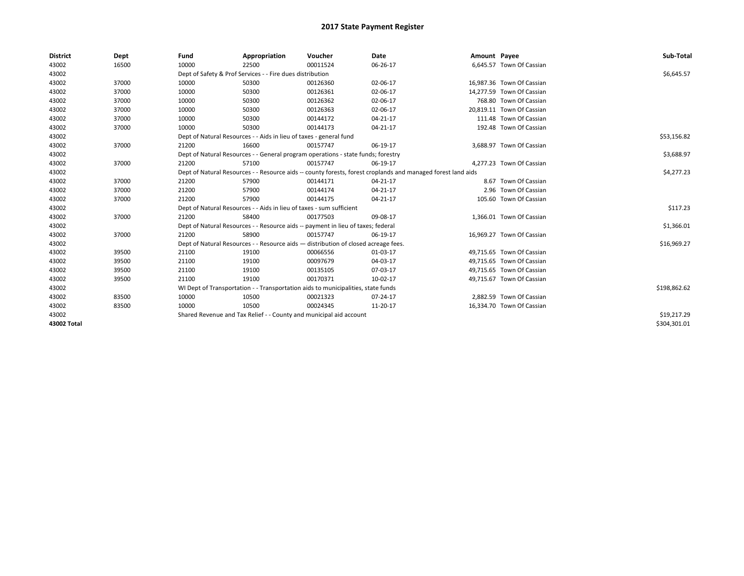# 2017 State Payment Register

| District | Dept | Fund | Appropriation | Voucher | Date | Amount | Payee | Sub-Total |
|---|---|---|---|---|---|---|---|---|
| 43002 | 16500 | 10000 | 22500 | 00011524 | 06-26-17 | 6,645.57 | Town Of Cassian | |
| 43002 | | Dept of Safety & Prof Services - - Fire dues distribution | | | | | | $6,645.57 |
| 43002 | 37000 | 10000 | 50300 | 00126360 | 02-06-17 | 16,987.36 | Town Of Cassian | |
| 43002 | 37000 | 10000 | 50300 | 00126361 | 02-06-17 | 14,277.59 | Town Of Cassian | |
| 43002 | 37000 | 10000 | 50300 | 00126362 | 02-06-17 | 768.80 | Town Of Cassian | |
| 43002 | 37000 | 10000 | 50300 | 00126363 | 02-06-17 | 20,819.11 | Town Of Cassian | |
| 43002 | 37000 | 10000 | 50300 | 00144172 | 04-21-17 | 111.48 | Town Of Cassian | |
| 43002 | 37000 | 10000 | 50300 | 00144173 | 04-21-17 | 192.48 | Town Of Cassian | |
| 43002 | | Dept of Natural Resources - - Aids in lieu of taxes - general fund | | | | | | $53,156.82 |
| 43002 | 37000 | 21200 | 16600 | 00157747 | 06-19-17 | 3,688.97 | Town Of Cassian | |
| 43002 | | Dept of Natural Resources - - General program operations - state funds; forestry | | | | | | $3,688.97 |
| 43002 | 37000 | 21200 | 57100 | 00157747 | 06-19-17 | 4,277.23 | Town Of Cassian | |
| 43002 | | Dept of Natural Resources - - Resource aids -- county forests, forest croplands and managed forest land aids | | | | | | $4,277.23 |
| 43002 | 37000 | 21200 | 57900 | 00144171 | 04-21-17 | 8.67 | Town Of Cassian | |
| 43002 | 37000 | 21200 | 57900 | 00144174 | 04-21-17 | 2.96 | Town Of Cassian | |
| 43002 | 37000 | 21200 | 57900 | 00144175 | 04-21-17 | 105.60 | Town Of Cassian | |
| 43002 | | Dept of Natural Resources - - Aids in lieu of taxes - sum sufficient | | | | | | $117.23 |
| 43002 | 37000 | 21200 | 58400 | 00177503 | 09-08-17 | 1,366.01 | Town Of Cassian | |
| 43002 | | Dept of Natural Resources - - Resource aids -- payment in lieu of taxes; federal | | | | | | $1,366.01 |
| 43002 | 37000 | 21200 | 58900 | 00157747 | 06-19-17 | 16,969.27 | Town Of Cassian | |
| 43002 | | Dept of Natural Resources - - Resource aids — distribution of closed acreage fees. | | | | | | $16,969.27 |
| 43002 | 39500 | 21100 | 19100 | 00066556 | 01-03-17 | 49,715.65 | Town Of Cassian | |
| 43002 | 39500 | 21100 | 19100 | 00097679 | 04-03-17 | 49,715.65 | Town Of Cassian | |
| 43002 | 39500 | 21100 | 19100 | 00135105 | 07-03-17 | 49,715.65 | Town Of Cassian | |
| 43002 | 39500 | 21100 | 19100 | 00170371 | 10-02-17 | 49,715.67 | Town Of Cassian | |
| 43002 | | WI Dept of Transportation - - Transportation aids to municipalities, state funds | | | | | | $198,862.62 |
| 43002 | 83500 | 10000 | 10500 | 00021323 | 07-24-17 | 2,882.59 | Town Of Cassian | |
| 43002 | 83500 | 10000 | 10500 | 00024345 | 11-20-17 | 16,334.70 | Town Of Cassian | |
| 43002 | | Shared Revenue and Tax Relief - - County and municipal aid account | | | | | | $19,217.29 |
| **43002 Total** | | | | | | | | $304,301.01 |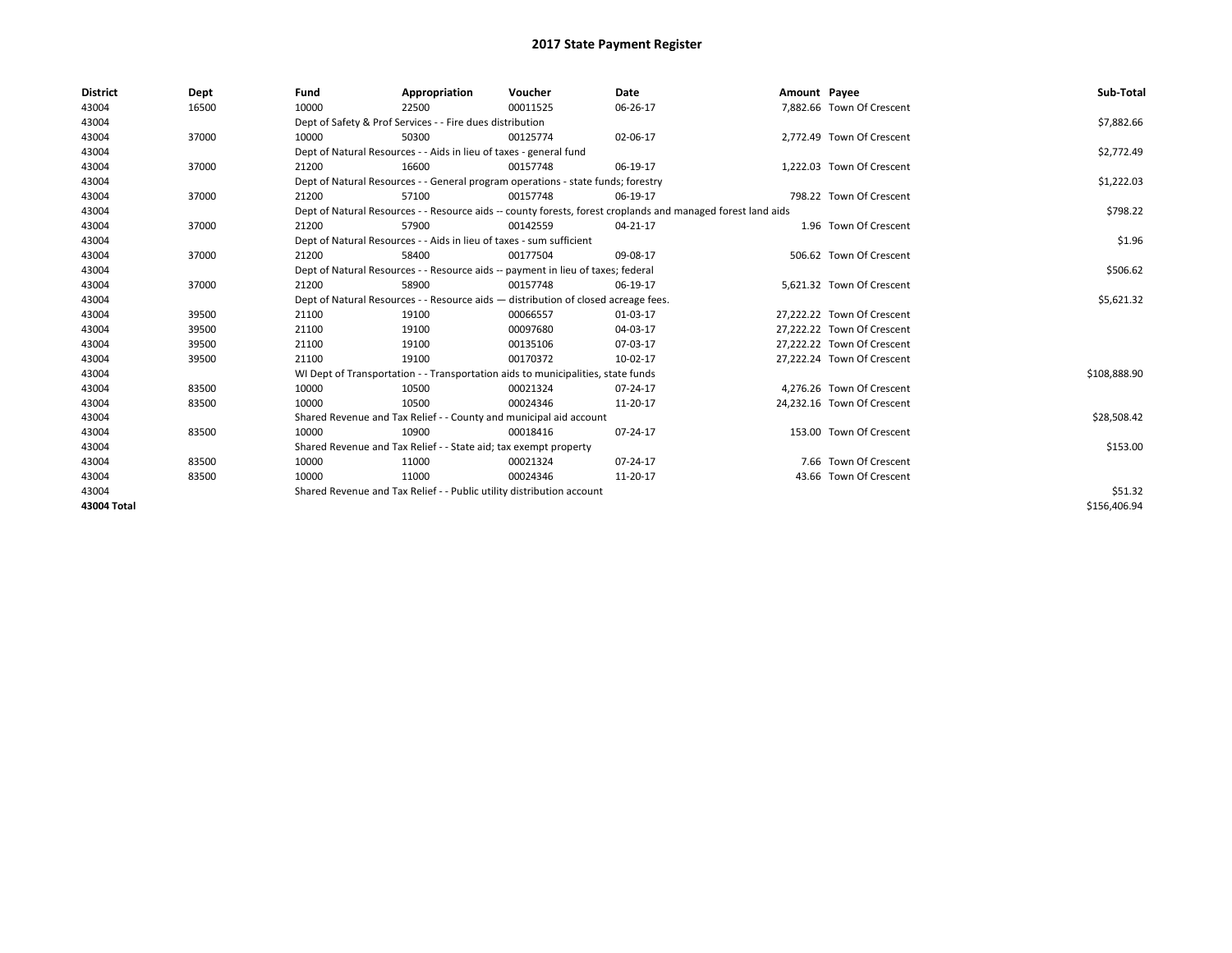# 2017 State Payment Register

| District | Dept | Fund | Appropriation | Voucher | Date | Amount | Payee | Sub-Total |
|---|---|---|---|---|---|---|---|---|
| 43004 | 16500 | 10000 | 22500 | 00011525 | 06-26-17 | 7,882.66 | Town Of Crescent | |
| 43004 | | Dept of Safety & Prof Services - - Fire dues distribution | | | | | | $7,882.66 |
| 43004 | 37000 | 10000 | 50300 | 00125774 | 02-06-17 | 2,772.49 | Town Of Crescent | |
| 43004 | | Dept of Natural Resources - - Aids in lieu of taxes - general fund | | | | | | $2,772.49 |
| 43004 | 37000 | 21200 | 16600 | 00157748 | 06-19-17 | 1,222.03 | Town Of Crescent | |
| 43004 | | Dept of Natural Resources - - General program operations - state funds; forestry | | | | | | $1,222.03 |
| 43004 | 37000 | 21200 | 57100 | 00157748 | 06-19-17 | 798.22 | Town Of Crescent | |
| 43004 | | Dept of Natural Resources - - Resource aids -- county forests, forest croplands and managed forest land aids | | | | | | $798.22 |
| 43004 | 37000 | 21200 | 57900 | 00142559 | 04-21-17 | 1.96 | Town Of Crescent | |
| 43004 | | Dept of Natural Resources - - Aids in lieu of taxes - sum sufficient | | | | | | $1.96 |
| 43004 | 37000 | 21200 | 58400 | 00177504 | 09-08-17 | 506.62 | Town Of Crescent | |
| 43004 | | Dept of Natural Resources - - Resource aids -- payment in lieu of taxes; federal | | | | | | $506.62 |
| 43004 | 37000 | 21200 | 58900 | 00157748 | 06-19-17 | 5,621.32 | Town Of Crescent | |
| 43004 | | Dept of Natural Resources - - Resource aids — distribution of closed acreage fees. | | | | | | $5,621.32 |
| 43004 | 39500 | 21100 | 19100 | 00066557 | 01-03-17 | 27,222.22 | Town Of Crescent | |
| 43004 | 39500 | 21100 | 19100 | 00097680 | 04-03-17 | 27,222.22 | Town Of Crescent | |
| 43004 | 39500 | 21100 | 19100 | 00135106 | 07-03-17 | 27,222.22 | Town Of Crescent | |
| 43004 | 39500 | 21100 | 19100 | 00170372 | 10-02-17 | 27,222.24 | Town Of Crescent | |
| 43004 | | WI Dept of Transportation - - Transportation aids to municipalities, state funds | | | | | | $108,888.90 |
| 43004 | 83500 | 10000 | 10500 | 00021324 | 07-24-17 | 4,276.26 | Town Of Crescent | |
| 43004 | 83500 | 10000 | 10500 | 00024346 | 11-20-17 | 24,232.16 | Town Of Crescent | |
| 43004 | | Shared Revenue and Tax Relief - - County and municipal aid account | | | | | | $28,508.42 |
| 43004 | 83500 | 10000 | 10900 | 00018416 | 07-24-17 | 153.00 | Town Of Crescent | |
| 43004 | | Shared Revenue and Tax Relief - - State aid; tax exempt property | | | | | | $153.00 |
| 43004 | 83500 | 10000 | 11000 | 00021324 | 07-24-17 | 7.66 | Town Of Crescent | |
| 43004 | 83500 | 10000 | 11000 | 00024346 | 11-20-17 | 43.66 | Town Of Crescent | |
| 43004 | | Shared Revenue and Tax Relief - - Public utility distribution account | | | | | | $51.32 |
| 43004 Total | | | | | | | | $156,406.94 |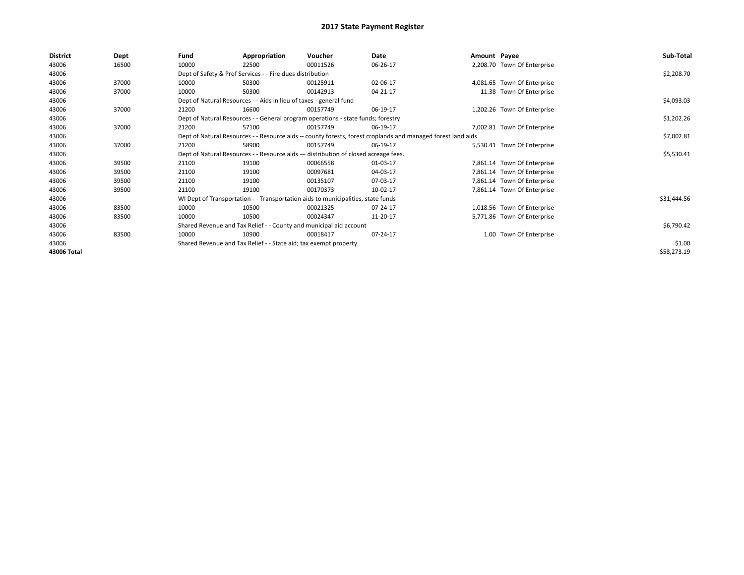# 2017 State Payment Register

| District | Dept | Fund | Appropriation | Voucher | Date | Amount | Payee | Sub-Total |
|---|---|---|---|---|---|---|---|---|
| 43006 | 16500 | 10000 | 22500 | 00011526 | 06-26-17 | 2,208.70 | Town Of Enterprise | |
| 43006 | | Dept of Safety & Prof Services - - Fire dues distribution | | | | | | $2,208.70 |
| 43006 | 37000 | 10000 | 50300 | 00125911 | 02-06-17 | 4,081.65 | Town Of Enterprise | |
| 43006 | 37000 | 10000 | 50300 | 00142913 | 04-21-17 | 11.38 | Town Of Enterprise | |
| 43006 | | Dept of Natural Resources - - Aids in lieu of taxes - general fund | | | | | | $4,093.03 |
| 43006 | 37000 | 21200 | 16600 | 00157749 | 06-19-17 | 1,202.26 | Town Of Enterprise | |
| 43006 | | Dept of Natural Resources - - General program operations - state funds; forestry | | | | | | $1,202.26 |
| 43006 | 37000 | 21200 | 57100 | 00157749 | 06-19-17 | 7,002.81 | Town Of Enterprise | |
| 43006 | | Dept of Natural Resources - - Resource aids -- county forests, forest croplands and managed forest land aids | | | | | | $7,002.81 |
| 43006 | 37000 | 21200 | 58900 | 00157749 | 06-19-17 | 5,530.41 | Town Of Enterprise | |
| 43006 | | Dept of Natural Resources - - Resource aids — distribution of closed acreage fees. | | | | | | $5,530.41 |
| 43006 | 39500 | 21100 | 19100 | 00066558 | 01-03-17 | 7,861.14 | Town Of Enterprise | |
| 43006 | 39500 | 21100 | 19100 | 00097681 | 04-03-17 | 7,861.14 | Town Of Enterprise | |
| 43006 | 39500 | 21100 | 19100 | 00135107 | 07-03-17 | 7,861.14 | Town Of Enterprise | |
| 43006 | 39500 | 21100 | 19100 | 00170373 | 10-02-17 | 7,861.14 | Town Of Enterprise | |
| 43006 | | WI Dept of Transportation - - Transportation aids to municipalities, state funds | | | | | | $31,444.56 |
| 43006 | 83500 | 10000 | 10500 | 00021325 | 07-24-17 | 1,018.56 | Town Of Enterprise | |
| 43006 | 83500 | 10000 | 10500 | 00024347 | 11-20-17 | 5,771.86 | Town Of Enterprise | |
| 43006 | | Shared Revenue and Tax Relief - - County and municipal aid account | | | | | | $6,790.42 |
| 43006 | 83500 | 10000 | 10900 | 00018417 | 07-24-17 | 1.00 | Town Of Enterprise | |
| 43006 | | Shared Revenue and Tax Relief - - State aid; tax exempt property | | | | | | $1.00 |
| 43006 Total | | | | | | | | $58,273.19 |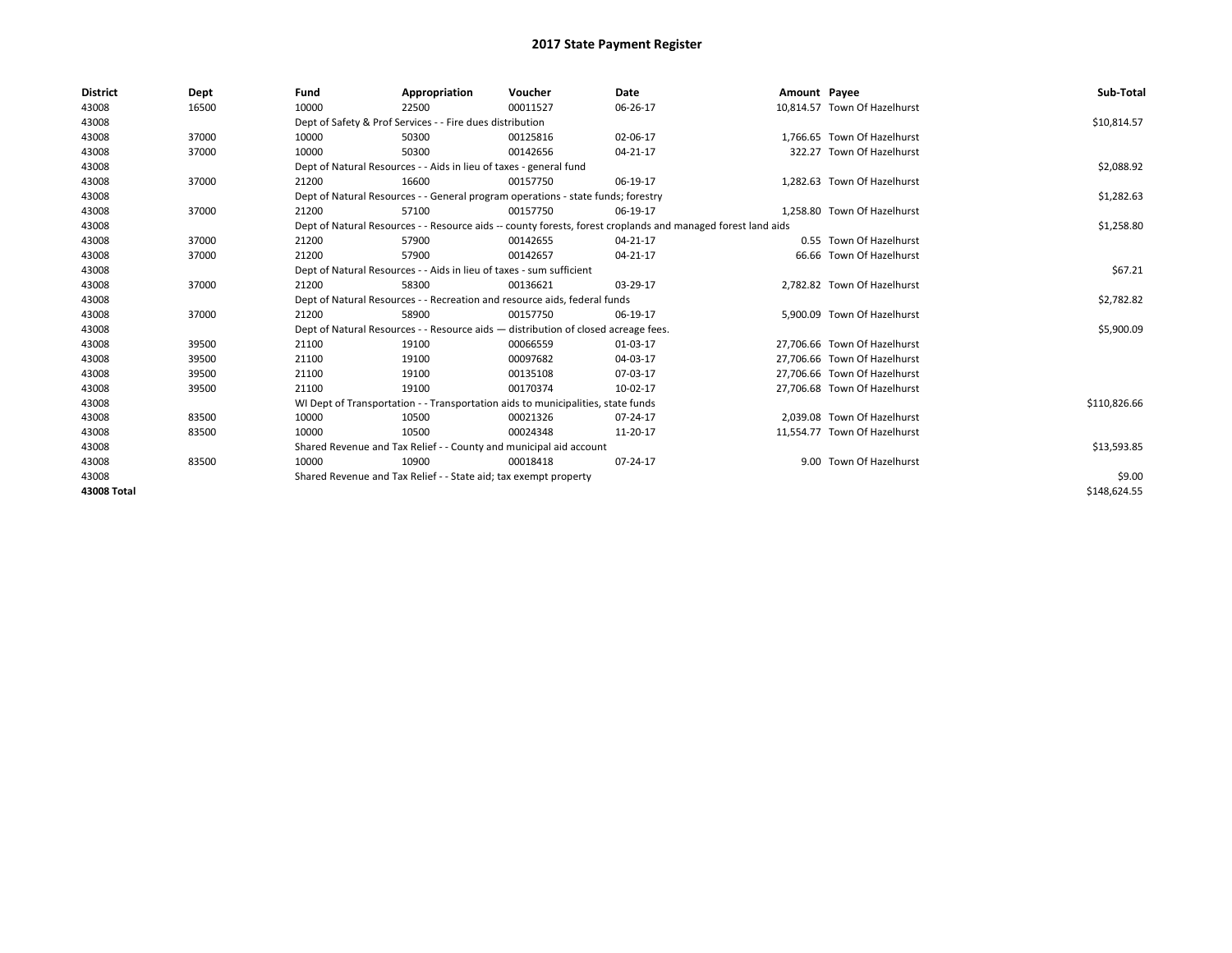# 2017 State Payment Register

| District | Dept | Fund | Appropriation | Voucher | Date | Amount | Payee | Sub-Total |
|---|---|---|---|---|---|---|---|---|
| 43008 | 16500 | 10000 | 22500 | 00011527 | 06-26-17 | 10,814.57 | Town Of Hazelhurst | |
| 43008 | | Dept of Safety & Prof Services - - Fire dues distribution | | | | | | $10,814.57 |
| 43008 | 37000 | 10000 | 50300 | 00125816 | 02-06-17 | 1,766.65 | Town Of Hazelhurst | |
| 43008 | 37000 | 10000 | 50300 | 00142656 | 04-21-17 | 322.27 | Town Of Hazelhurst | |
| 43008 | | Dept of Natural Resources - - Aids in lieu of taxes - general fund | | | | | | $2,088.92 |
| 43008 | 37000 | 21200 | 16600 | 00157750 | 06-19-17 | 1,282.63 | Town Of Hazelhurst | |
| 43008 | | Dept of Natural Resources - - General program operations - state funds; forestry | | | | | | $1,282.63 |
| 43008 | 37000 | 21200 | 57100 | 00157750 | 06-19-17 | 1,258.80 | Town Of Hazelhurst | |
| 43008 | | Dept of Natural Resources - - Resource aids -- county forests, forest croplands and managed forest land aids | | | | | | $1,258.80 |
| 43008 | 37000 | 21200 | 57900 | 00142655 | 04-21-17 | 0.55 | Town Of Hazelhurst | |
| 43008 | 37000 | 21200 | 57900 | 00142657 | 04-21-17 | 66.66 | Town Of Hazelhurst | |
| 43008 | | Dept of Natural Resources - - Aids in lieu of taxes - sum sufficient | | | | | | $67.21 |
| 43008 | 37000 | 21200 | 58300 | 00136621 | 03-29-17 | 2,782.82 | Town Of Hazelhurst | |
| 43008 | | Dept of Natural Resources - - Recreation and resource aids, federal funds | | | | | | $2,782.82 |
| 43008 | 37000 | 21200 | 58900 | 00157750 | 06-19-17 | 5,900.09 | Town Of Hazelhurst | |
| 43008 | | Dept of Natural Resources - - Resource aids — distribution of closed acreage fees. | | | | | | $5,900.09 |
| 43008 | 39500 | 21100 | 19100 | 00066559 | 01-03-17 | 27,706.66 | Town Of Hazelhurst | |
| 43008 | 39500 | 21100 | 19100 | 00097682 | 04-03-17 | 27,706.66 | Town Of Hazelhurst | |
| 43008 | 39500 | 21100 | 19100 | 00135108 | 07-03-17 | 27,706.66 | Town Of Hazelhurst | |
| 43008 | 39500 | 21100 | 19100 | 00170374 | 10-02-17 | 27,706.68 | Town Of Hazelhurst | |
| 43008 | | WI Dept of Transportation - - Transportation aids to municipalities, state funds | | | | | | $110,826.66 |
| 43008 | 83500 | 10000 | 10500 | 00021326 | 07-24-17 | 2,039.08 | Town Of Hazelhurst | |
| 43008 | 83500 | 10000 | 10500 | 00024348 | 11-20-17 | 11,554.77 | Town Of Hazelhurst | |
| 43008 | | Shared Revenue and Tax Relief - - County and municipal aid account | | | | | | $13,593.85 |
| 43008 | 83500 | 10000 | 10900 | 00018418 | 07-24-17 | 9.00 | Town Of Hazelhurst | |
| 43008 | | Shared Revenue and Tax Relief - - State aid; tax exempt property | | | | | | $9.00 |
| 43008 Total | | | | | | | | $148,624.55 |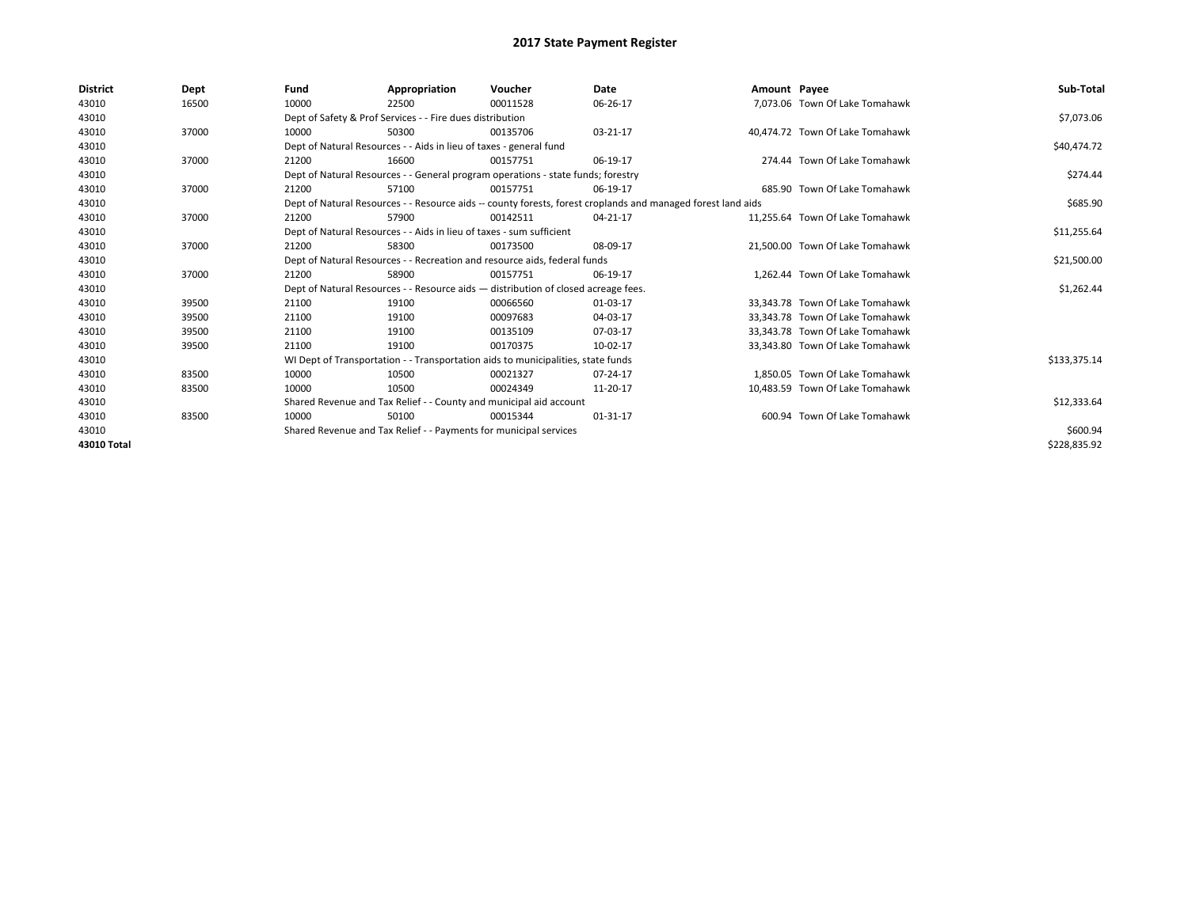# 2017 State Payment Register

| District | Dept | Fund | Appropriation | Voucher | Date | Amount | Payee | Sub-Total |
|---|---|---|---|---|---|---|---|---|
| 43010 | 16500 | 10000 | 22500 | 00011528 | 06-26-17 | 7,073.06 | Town Of Lake Tomahawk | |
| 43010 | | Dept of Safety & Prof Services - - Fire dues distribution | | | | | | $7,073.06 |
| 43010 | 37000 | 10000 | 50300 | 00135706 | 03-21-17 | 40,474.72 | Town Of Lake Tomahawk | |
| 43010 | | Dept of Natural Resources - - Aids in lieu of taxes - general fund | | | | | | $40,474.72 |
| 43010 | 37000 | 21200 | 16600 | 00157751 | 06-19-17 | 274.44 | Town Of Lake Tomahawk | |
| 43010 | | Dept of Natural Resources - - General program operations - state funds; forestry | | | | | | $274.44 |
| 43010 | 37000 | 21200 | 57100 | 00157751 | 06-19-17 | 685.90 | Town Of Lake Tomahawk | |
| 43010 | | Dept of Natural Resources - - Resource aids -- county forests, forest croplands and managed forest land aids | | | | | | $685.90 |
| 43010 | 37000 | 21200 | 57900 | 00142511 | 04-21-17 | 11,255.64 | Town Of Lake Tomahawk | |
| 43010 | | Dept of Natural Resources - - Aids in lieu of taxes - sum sufficient | | | | | | $11,255.64 |
| 43010 | 37000 | 21200 | 58300 | 00173500 | 08-09-17 | 21,500.00 | Town Of Lake Tomahawk | |
| 43010 | | Dept of Natural Resources - - Recreation and resource aids, federal funds | | | | | | $21,500.00 |
| 43010 | 37000 | 21200 | 58900 | 00157751 | 06-19-17 | 1,262.44 | Town Of Lake Tomahawk | |
| 43010 | | Dept of Natural Resources - - Resource aids — distribution of closed acreage fees. | | | | | | $1,262.44 |
| 43010 | 39500 | 21100 | 19100 | 00066560 | 01-03-17 | 33,343.78 | Town Of Lake Tomahawk | |
| 43010 | 39500 | 21100 | 19100 | 00097683 | 04-03-17 | 33,343.78 | Town Of Lake Tomahawk | |
| 43010 | 39500 | 21100 | 19100 | 00135109 | 07-03-17 | 33,343.78 | Town Of Lake Tomahawk | |
| 43010 | 39500 | 21100 | 19100 | 00170375 | 10-02-17 | 33,343.80 | Town Of Lake Tomahawk | |
| 43010 | | WI Dept of Transportation - - Transportation aids to municipalities, state funds | | | | | | $133,375.14 |
| 43010 | 83500 | 10000 | 10500 | 00021327 | 07-24-17 | 1,850.05 | Town Of Lake Tomahawk | |
| 43010 | 83500 | 10000 | 10500 | 00024349 | 11-20-17 | 10,483.59 | Town Of Lake Tomahawk | |
| 43010 | | Shared Revenue and Tax Relief - - County and municipal aid account | | | | | | $12,333.64 |
| 43010 | 83500 | 10000 | 50100 | 00015344 | 01-31-17 | 600.94 | Town Of Lake Tomahawk | |
| 43010 | | Shared Revenue and Tax Relief - - Payments for municipal services | | | | | | $600.94 |
| **43010 Total** | | | | | | | | $228,835.92 |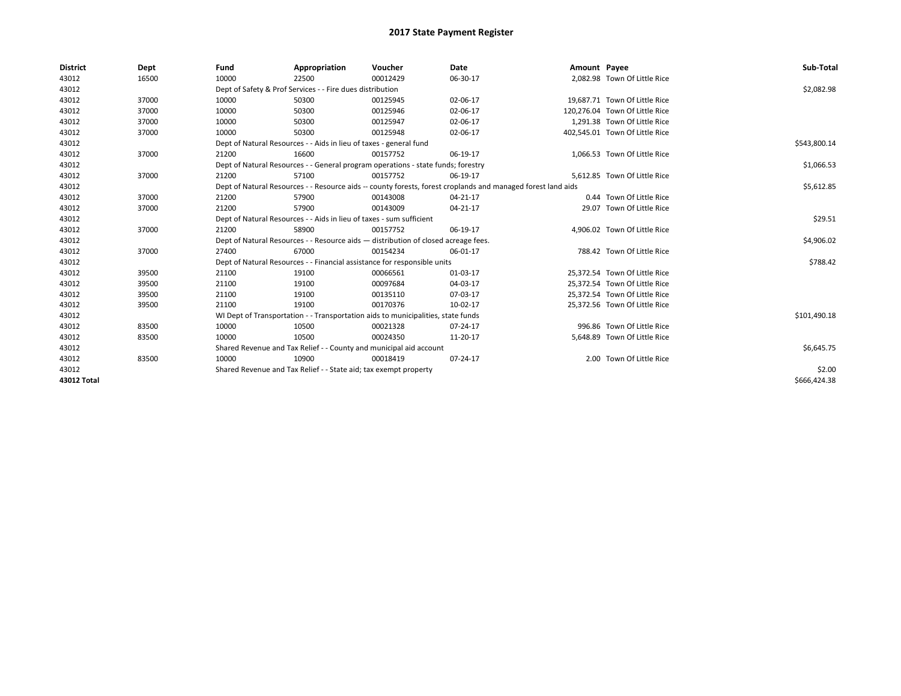# 2017 State Payment Register

| District | Dept | Fund | Appropriation | Voucher | Date | Amount | Payee | Sub-Total |
|---|---|---|---|---|---|---|---|---|
| 43012 | 16500 | 10000 | 22500 | 00012429 | 06-30-17 | 2,082.98 | Town Of Little Rice | |
| 43012 | | Dept of Safety & Prof Services - - Fire dues distribution | | | | | | $2,082.98 |
| 43012 | 37000 | 10000 | 50300 | 00125945 | 02-06-17 | 19,687.71 | Town Of Little Rice | |
| 43012 | 37000 | 10000 | 50300 | 00125946 | 02-06-17 | 120,276.04 | Town Of Little Rice | |
| 43012 | 37000 | 10000 | 50300 | 00125947 | 02-06-17 | 1,291.38 | Town Of Little Rice | |
| 43012 | 37000 | 10000 | 50300 | 00125948 | 02-06-17 | 402,545.01 | Town Of Little Rice | |
| 43012 | | Dept of Natural Resources - - Aids in lieu of taxes - general fund | | | | | | $543,800.14 |
| 43012 | 37000 | 21200 | 16600 | 00157752 | 06-19-17 | 1,066.53 | Town Of Little Rice | |
| 43012 | | Dept of Natural Resources - - General program operations - state funds; forestry | | | | | | $1,066.53 |
| 43012 | 37000 | 21200 | 57100 | 00157752 | 06-19-17 | 5,612.85 | Town Of Little Rice | |
| 43012 | | Dept of Natural Resources - - Resource aids -- county forests, forest croplands and managed forest land aids | | | | | | $5,612.85 |
| 43012 | 37000 | 21200 | 57900 | 00143008 | 04-21-17 | 0.44 | Town Of Little Rice | |
| 43012 | 37000 | 21200 | 57900 | 00143009 | 04-21-17 | 29.07 | Town Of Little Rice | |
| 43012 | | Dept of Natural Resources - - Aids in lieu of taxes - sum sufficient | | | | | | $29.51 |
| 43012 | 37000 | 21200 | 58900 | 00157752 | 06-19-17 | 4,906.02 | Town Of Little Rice | |
| 43012 | | Dept of Natural Resources - - Resource aids — distribution of closed acreage fees. | | | | | | $4,906.02 |
| 43012 | 37000 | 27400 | 67000 | 00154234 | 06-01-17 | 788.42 | Town Of Little Rice | |
| 43012 | | Dept of Natural Resources - - Financial assistance for responsible units | | | | | | $788.42 |
| 43012 | 39500 | 21100 | 19100 | 00066561 | 01-03-17 | 25,372.54 | Town Of Little Rice | |
| 43012 | 39500 | 21100 | 19100 | 00097684 | 04-03-17 | 25,372.54 | Town Of Little Rice | |
| 43012 | 39500 | 21100 | 19100 | 00135110 | 07-03-17 | 25,372.54 | Town Of Little Rice | |
| 43012 | 39500 | 21100 | 19100 | 00170376 | 10-02-17 | 25,372.56 | Town Of Little Rice | |
| 43012 | | WI Dept of Transportation - - Transportation aids to municipalities, state funds | | | | | | $101,490.18 |
| 43012 | 83500 | 10000 | 10500 | 00021328 | 07-24-17 | 996.86 | Town Of Little Rice | |
| 43012 | 83500 | 10000 | 10500 | 00024350 | 11-20-17 | 5,648.89 | Town Of Little Rice | |
| 43012 | | Shared Revenue and Tax Relief - - County and municipal aid account | | | | | | $6,645.75 |
| 43012 | 83500 | 10000 | 10900 | 00018419 | 07-24-17 | 2.00 | Town Of Little Rice | |
| 43012 | | Shared Revenue and Tax Relief - - State aid; tax exempt property | | | | | | $2.00 |
| **43012 Total** | | | | | | | | $666,424.38 |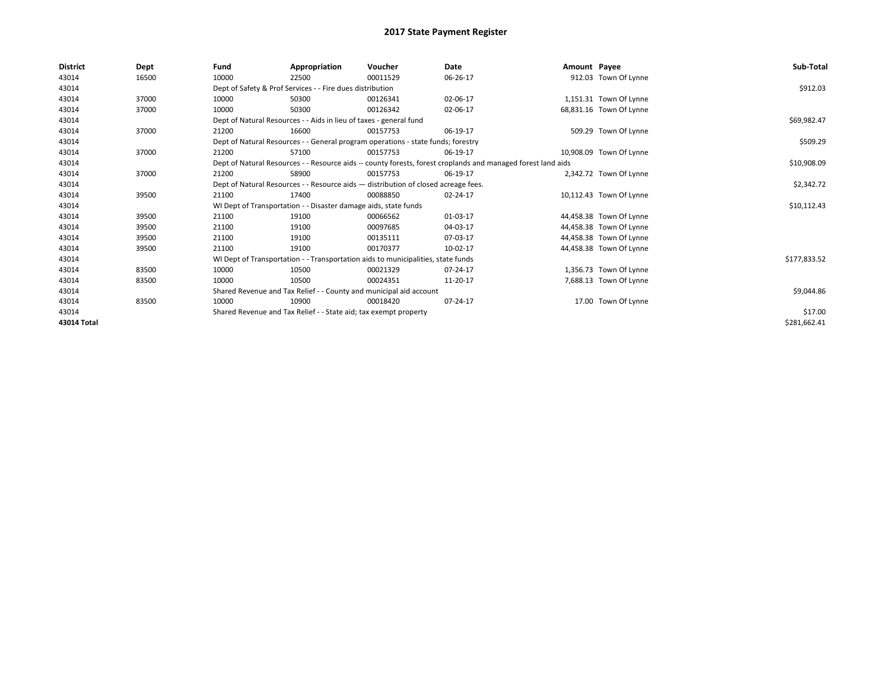# 2017 State Payment Register

| District | Dept | Fund | Appropriation | Voucher | Date | Amount | Payee | Sub-Total |
|---|---|---|---|---|---|---|---|---|
| 43014 | 16500 | 10000 | 22500 | 00011529 | 06-26-17 | 912.03 | Town Of Lynne | |
| 43014 | | Dept of Safety & Prof Services - - Fire dues distribution | | | | | | $912.03 |
| 43014 | 37000 | 10000 | 50300 | 00126341 | 02-06-17 | 1,151.31 | Town Of Lynne | |
| 43014 | 37000 | 10000 | 50300 | 00126342 | 02-06-17 | 68,831.16 | Town Of Lynne | |
| 43014 | | Dept of Natural Resources - - Aids in lieu of taxes - general fund | | | | | | $69,982.47 |
| 43014 | 37000 | 21200 | 16600 | 00157753 | 06-19-17 | 509.29 | Town Of Lynne | |
| 43014 | | Dept of Natural Resources - - General program operations - state funds; forestry | | | | | | $509.29 |
| 43014 | 37000 | 21200 | 57100 | 00157753 | 06-19-17 | 10,908.09 | Town Of Lynne | |
| 43014 | | Dept of Natural Resources - - Resource aids -- county forests, forest croplands and managed forest land aids | | | | | | $10,908.09 |
| 43014 | 37000 | 21200 | 58900 | 00157753 | 06-19-17 | 2,342.72 | Town Of Lynne | |
| 43014 | | Dept of Natural Resources - - Resource aids — distribution of closed acreage fees. | | | | | | $2,342.72 |
| 43014 | 39500 | 21100 | 17400 | 00088850 | 02-24-17 | 10,112.43 | Town Of Lynne | |
| 43014 | | WI Dept of Transportation - - Disaster damage aids, state funds | | | | | | $10,112.43 |
| 43014 | 39500 | 21100 | 19100 | 00066562 | 01-03-17 | 44,458.38 | Town Of Lynne | |
| 43014 | 39500 | 21100 | 19100 | 00097685 | 04-03-17 | 44,458.38 | Town Of Lynne | |
| 43014 | 39500 | 21100 | 19100 | 00135111 | 07-03-17 | 44,458.38 | Town Of Lynne | |
| 43014 | 39500 | 21100 | 19100 | 00170377 | 10-02-17 | 44,458.38 | Town Of Lynne | |
| 43014 | | WI Dept of Transportation - - Transportation aids to municipalities, state funds | | | | | | $177,833.52 |
| 43014 | 83500 | 10000 | 10500 | 00021329 | 07-24-17 | 1,356.73 | Town Of Lynne | |
| 43014 | 83500 | 10000 | 10500 | 00024351 | 11-20-17 | 7,688.13 | Town Of Lynne | |
| 43014 | | Shared Revenue and Tax Relief - - County and municipal aid account | | | | | | $9,044.86 |
| 43014 | 83500 | 10000 | 10900 | 00018420 | 07-24-17 | 17.00 | Town Of Lynne | |
| 43014 | | Shared Revenue and Tax Relief - - State aid; tax exempt property | | | | | | $17.00 |
| **43014 Total** | | | | | | | | $281,662.41 |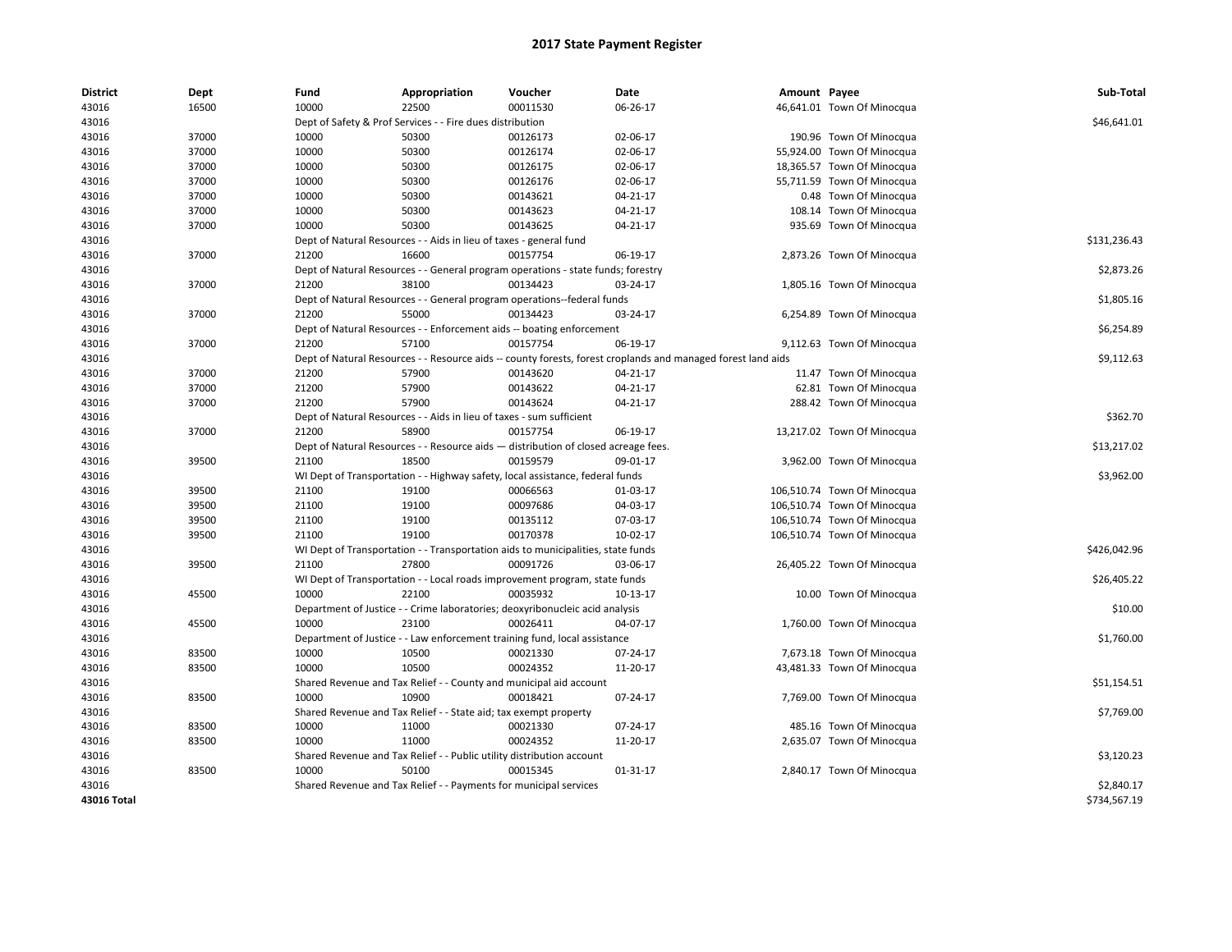# 2017 State Payment Register

| District | Dept | Fund | Appropriation | Voucher | Date | Amount | Payee | Sub-Total |
|---|---|---|---|---|---|---|---|---|
| 43016 | 16500 | 10000 | 22500 | 00011530 | 06-26-17 | 46,641.01 | Town Of Minocqua | |
| 43016 | | Dept of Safety & Prof Services - - Fire dues distribution | | | | | | $46,641.01 |
| 43016 | 37000 | 10000 | 50300 | 00126173 | 02-06-17 | 190.96 | Town Of Minocqua | |
| 43016 | 37000 | 10000 | 50300 | 00126174 | 02-06-17 | 55,924.00 | Town Of Minocqua | |
| 43016 | 37000 | 10000 | 50300 | 00126175 | 02-06-17 | 18,365.57 | Town Of Minocqua | |
| 43016 | 37000 | 10000 | 50300 | 00126176 | 02-06-17 | 55,711.59 | Town Of Minocqua | |
| 43016 | 37000 | 10000 | 50300 | 00143621 | 04-21-17 | 0.48 | Town Of Minocqua | |
| 43016 | 37000 | 10000 | 50300 | 00143623 | 04-21-17 | 108.14 | Town Of Minocqua | |
| 43016 | 37000 | 10000 | 50300 | 00143625 | 04-21-17 | 935.69 | Town Of Minocqua | |
| 43016 | | Dept of Natural Resources - - Aids in lieu of taxes - general fund | | | | | | $131,236.43 |
| 43016 | 37000 | 21200 | 16600 | 00157754 | 06-19-17 | 2,873.26 | Town Of Minocqua | |
| 43016 | | Dept of Natural Resources - - General program operations - state funds; forestry | | | | | | $2,873.26 |
| 43016 | 37000 | 21200 | 38100 | 00134423 | 03-24-17 | 1,805.16 | Town Of Minocqua | |
| 43016 | | Dept of Natural Resources - - General program operations--federal funds | | | | | | $1,805.16 |
| 43016 | 37000 | 21200 | 55000 | 00134423 | 03-24-17 | 6,254.89 | Town Of Minocqua | |
| 43016 | | Dept of Natural Resources - - Enforcement aids -- boating enforcement | | | | | | $6,254.89 |
| 43016 | 37000 | 21200 | 57100 | 00157754 | 06-19-17 | 9,112.63 | Town Of Minocqua | |
| 43016 | | Dept of Natural Resources - - Resource aids -- county forests, forest croplands and managed forest land aids | | | | | | $9,112.63 |
| 43016 | 37000 | 21200 | 57900 | 00143620 | 04-21-17 | 11.47 | Town Of Minocqua | |
| 43016 | 37000 | 21200 | 57900 | 00143622 | 04-21-17 | 62.81 | Town Of Minocqua | |
| 43016 | 37000 | 21200 | 57900 | 00143624 | 04-21-17 | 288.42 | Town Of Minocqua | |
| 43016 | | Dept of Natural Resources - - Aids in lieu of taxes - sum sufficient | | | | | | $362.70 |
| 43016 | 37000 | 21200 | 58900 | 00157754 | 06-19-17 | 13,217.02 | Town Of Minocqua | |
| 43016 | | Dept of Natural Resources - - Resource aids — distribution of closed acreage fees. | | | | | | $13,217.02 |
| 43016 | 39500 | 21100 | 18500 | 00159579 | 09-01-17 | 3,962.00 | Town Of Minocqua | |
| 43016 | | WI Dept of Transportation - - Highway safety, local assistance, federal funds | | | | | | $3,962.00 |
| 43016 | 39500 | 21100 | 19100 | 00066563 | 01-03-17 | 106,510.74 | Town Of Minocqua | |
| 43016 | 39500 | 21100 | 19100 | 00097686 | 04-03-17 | 106,510.74 | Town Of Minocqua | |
| 43016 | 39500 | 21100 | 19100 | 00135112 | 07-03-17 | 106,510.74 | Town Of Minocqua | |
| 43016 | 39500 | 21100 | 19100 | 00170378 | 10-02-17 | 106,510.74 | Town Of Minocqua | |
| 43016 | | WI Dept of Transportation - - Transportation aids to municipalities, state funds | | | | | | $426,042.96 |
| 43016 | 39500 | 21100 | 27800 | 00091726 | 03-06-17 | 26,405.22 | Town Of Minocqua | |
| 43016 | | WI Dept of Transportation - - Local roads improvement program, state funds | | | | | | $26,405.22 |
| 43016 | 45500 | 10000 | 22100 | 00035932 | 10-13-17 | 10.00 | Town Of Minocqua | |
| 43016 | | Department of Justice - - Crime laboratories; deoxyribonucleic acid analysis | | | | | | $10.00 |
| 43016 | 45500 | 10000 | 23100 | 00026411 | 04-07-17 | 1,760.00 | Town Of Minocqua | |
| 43016 | | Department of Justice - - Law enforcement training fund, local assistance | | | | | | $1,760.00 |
| 43016 | 83500 | 10000 | 10500 | 00021330 | 07-24-17 | 7,673.18 | Town Of Minocqua | |
| 43016 | 83500 | 10000 | 10500 | 00024352 | 11-20-17 | 43,481.33 | Town Of Minocqua | |
| 43016 | | Shared Revenue and Tax Relief - - County and municipal aid account | | | | | | $51,154.51 |
| 43016 | 83500 | 10000 | 10900 | 00018421 | 07-24-17 | 7,769.00 | Town Of Minocqua | |
| 43016 | | Shared Revenue and Tax Relief - - State aid; tax exempt property | | | | | | $7,769.00 |
| 43016 | 83500 | 10000 | 11000 | 00021330 | 07-24-17 | 485.16 | Town Of Minocqua | |
| 43016 | 83500 | 10000 | 11000 | 00024352 | 11-20-17 | 2,635.07 | Town Of Minocqua | |
| 43016 | | Shared Revenue and Tax Relief - - Public utility distribution account | | | | | | $3,120.23 |
| 43016 | 83500 | 10000 | 50100 | 00015345 | 01-31-17 | 2,840.17 | Town Of Minocqua | |
| 43016 | | Shared Revenue and Tax Relief - - Payments for municipal services | | | | | | $2,840.17 |
| **43016 Total** | | | | | | | | $734,567.19 |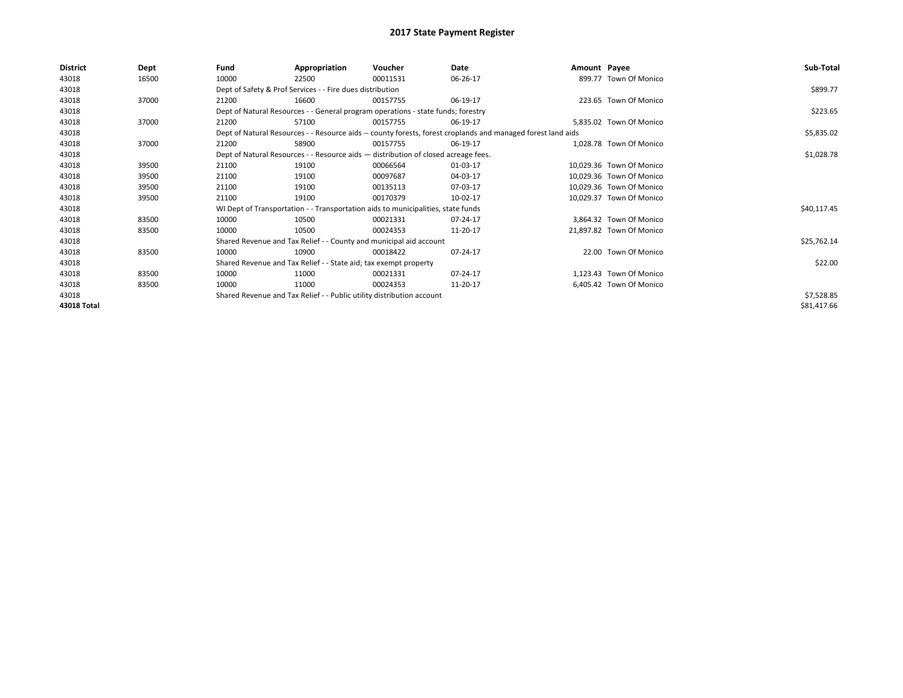# 2017 State Payment Register

| District | Dept | Fund | Appropriation | Voucher | Date | Amount | Payee | Sub-Total |
|---|---|---|---|---|---|---|---|---|
| 43018 | 16500 | 10000 | 22500 | 00011531 | 06-26-17 | 899.77 | Town Of Monico | |
| 43018 | | Dept of Safety & Prof Services - - Fire dues distribution | | | | | | $899.77 |
| 43018 | 37000 | 21200 | 16600 | 00157755 | 06-19-17 | 223.65 | Town Of Monico | |
| 43018 | | Dept of Natural Resources - - General program operations - state funds; forestry | | | | | | $223.65 |
| 43018 | 37000 | 21200 | 57100 | 00157755 | 06-19-17 | 5,835.02 | Town Of Monico | |
| 43018 | | Dept of Natural Resources - - Resource aids -- county forests, forest croplands and managed forest land aids | | | | | | $5,835.02 |
| 43018 | 37000 | 21200 | 58900 | 00157755 | 06-19-17 | 1,028.78 | Town Of Monico | |
| 43018 | | Dept of Natural Resources - - Resource aids — distribution of closed acreage fees. | | | | | | $1,028.78 |
| 43018 | 39500 | 21100 | 19100 | 00066564 | 01-03-17 | 10,029.36 | Town Of Monico | |
| 43018 | 39500 | 21100 | 19100 | 00097687 | 04-03-17 | 10,029.36 | Town Of Monico | |
| 43018 | 39500 | 21100 | 19100 | 00135113 | 07-03-17 | 10,029.36 | Town Of Monico | |
| 43018 | 39500 | 21100 | 19100 | 00170379 | 10-02-17 | 10,029.37 | Town Of Monico | |
| 43018 | | WI Dept of Transportation - - Transportation aids to municipalities, state funds | | | | | | $40,117.45 |
| 43018 | 83500 | 10000 | 10500 | 00021331 | 07-24-17 | 3,864.32 | Town Of Monico | |
| 43018 | 83500 | 10000 | 10500 | 00024353 | 11-20-17 | 21,897.82 | Town Of Monico | |
| 43018 | | Shared Revenue and Tax Relief - - County and municipal aid account | | | | | | $25,762.14 |
| 43018 | 83500 | 10000 | 10900 | 00018422 | 07-24-17 | 22.00 | Town Of Monico | |
| 43018 | | Shared Revenue and Tax Relief - - State aid; tax exempt property | | | | | | $22.00 |
| 43018 | 83500 | 10000 | 11000 | 00021331 | 07-24-17 | 1,123.43 | Town Of Monico | |
| 43018 | 83500 | 10000 | 11000 | 00024353 | 11-20-17 | 6,405.42 | Town Of Monico | |
| 43018 | | Shared Revenue and Tax Relief - - Public utility distribution account | | | | | | $7,528.85 |
| 43018 Total | | | | | | | | $81,417.66 |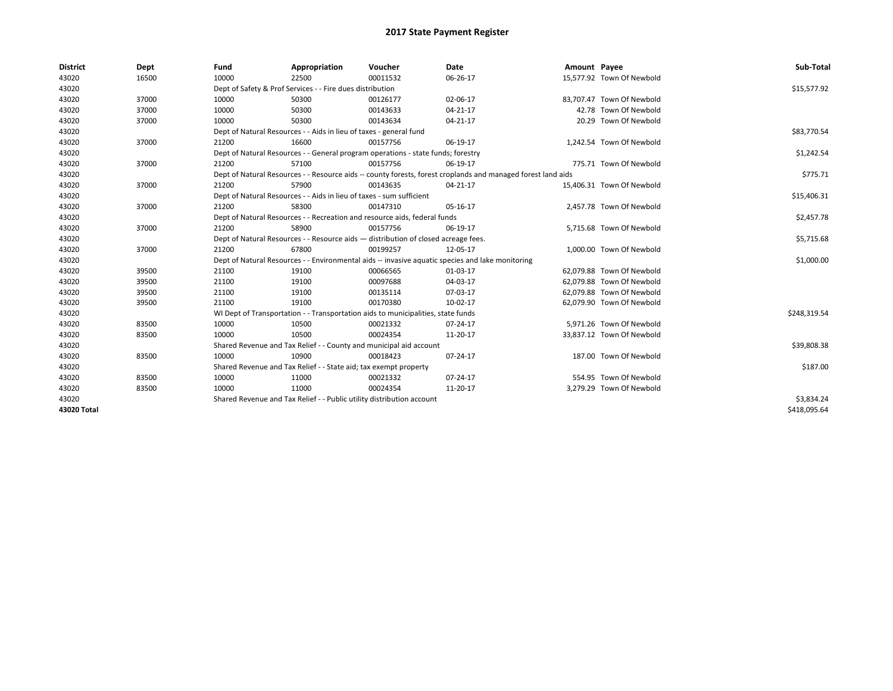# 2017 State Payment Register

| District | Dept | Fund | Appropriation | Voucher | Date | Amount | Payee | Sub-Total |
|---|---|---|---|---|---|---|---|---|
| 43020 | 16500 | 10000 | 22500 | 00011532 | 06-26-17 | 15,577.92 | Town Of Newbold | |
| 43020 | | Dept of Safety & Prof Services - - Fire dues distribution | | | | | | $15,577.92 |
| 43020 | 37000 | 10000 | 50300 | 00126177 | 02-06-17 | 83,707.47 | Town Of Newbold | |
| 43020 | 37000 | 10000 | 50300 | 00143633 | 04-21-17 | 42.78 | Town Of Newbold | |
| 43020 | 37000 | 10000 | 50300 | 00143634 | 04-21-17 | 20.29 | Town Of Newbold | |
| 43020 | | Dept of Natural Resources - - Aids in lieu of taxes - general fund | | | | | | $83,770.54 |
| 43020 | 37000 | 21200 | 16600 | 00157756 | 06-19-17 | 1,242.54 | Town Of Newbold | |
| 43020 | | Dept of Natural Resources - - General program operations - state funds; forestry | | | | | | $1,242.54 |
| 43020 | 37000 | 21200 | 57100 | 00157756 | 06-19-17 | 775.71 | Town Of Newbold | |
| 43020 | | Dept of Natural Resources - - Resource aids -- county forests, forest croplands and managed forest land aids | | | | | | $775.71 |
| 43020 | 37000 | 21200 | 57900 | 00143635 | 04-21-17 | 15,406.31 | Town Of Newbold | |
| 43020 | | Dept of Natural Resources - - Aids in lieu of taxes - sum sufficient | | | | | | $15,406.31 |
| 43020 | 37000 | 21200 | 58300 | 00147310 | 05-16-17 | 2,457.78 | Town Of Newbold | |
| 43020 | | Dept of Natural Resources - - Recreation and resource aids, federal funds | | | | | | $2,457.78 |
| 43020 | 37000 | 21200 | 58900 | 00157756 | 06-19-17 | 5,715.68 | Town Of Newbold | |
| 43020 | | Dept of Natural Resources - - Resource aids — distribution of closed acreage fees. | | | | | | $5,715.68 |
| 43020 | 37000 | 21200 | 67800 | 00199257 | 12-05-17 | 1,000.00 | Town Of Newbold | |
| 43020 | | Dept of Natural Resources - - Environmental aids -- invasive aquatic species and lake monitoring | | | | | | $1,000.00 |
| 43020 | 39500 | 21100 | 19100 | 00066565 | 01-03-17 | 62,079.88 | Town Of Newbold | |
| 43020 | 39500 | 21100 | 19100 | 00097688 | 04-03-17 | 62,079.88 | Town Of Newbold | |
| 43020 | 39500 | 21100 | 19100 | 00135114 | 07-03-17 | 62,079.88 | Town Of Newbold | |
| 43020 | 39500 | 21100 | 19100 | 00170380 | 10-02-17 | 62,079.90 | Town Of Newbold | |
| 43020 | | WI Dept of Transportation - - Transportation aids to municipalities, state funds | | | | | | $248,319.54 |
| 43020 | 83500 | 10000 | 10500 | 00021332 | 07-24-17 | 5,971.26 | Town Of Newbold | |
| 43020 | 83500 | 10000 | 10500 | 00024354 | 11-20-17 | 33,837.12 | Town Of Newbold | |
| 43020 | | Shared Revenue and Tax Relief - - County and municipal aid account | | | | | | $39,808.38 |
| 43020 | 83500 | 10000 | 10900 | 00018423 | 07-24-17 | 187.00 | Town Of Newbold | |
| 43020 | | Shared Revenue and Tax Relief - - State aid; tax exempt property | | | | | | $187.00 |
| 43020 | 83500 | 10000 | 11000 | 00021332 | 07-24-17 | 554.95 | Town Of Newbold | |
| 43020 | 83500 | 10000 | 11000 | 00024354 | 11-20-17 | 3,279.29 | Town Of Newbold | |
| 43020 | | Shared Revenue and Tax Relief - - Public utility distribution account | | | | | | $3,834.24 |
| **43020 Total** | | | | | | | | $418,095.64 |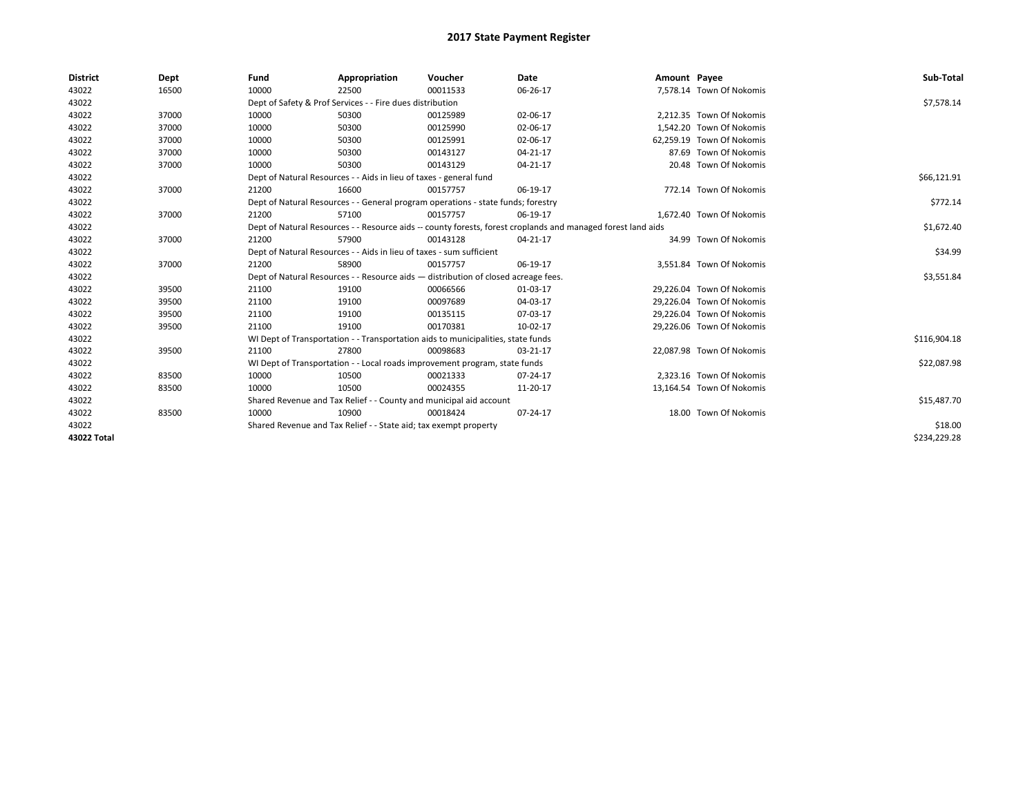# 2017 State Payment Register

| District | Dept | Fund | Appropriation | Voucher | Date | Amount | Payee | Sub-Total |
|---|---|---|---|---|---|---|---|---|
| 43022 | 16500 | 10000 | 22500 | 00011533 | 06-26-17 | 7,578.14 | Town Of Nokomis | |
| 43022 | | Dept of Safety & Prof Services - - Fire dues distribution | | | | | | $7,578.14 |
| 43022 | 37000 | 10000 | 50300 | 00125989 | 02-06-17 | 2,212.35 | Town Of Nokomis | |
| 43022 | 37000 | 10000 | 50300 | 00125990 | 02-06-17 | 1,542.20 | Town Of Nokomis | |
| 43022 | 37000 | 10000 | 50300 | 00125991 | 02-06-17 | 62,259.19 | Town Of Nokomis | |
| 43022 | 37000 | 10000 | 50300 | 00143127 | 04-21-17 | 87.69 | Town Of Nokomis | |
| 43022 | 37000 | 10000 | 50300 | 00143129 | 04-21-17 | 20.48 | Town Of Nokomis | |
| 43022 | | Dept of Natural Resources - - Aids in lieu of taxes - general fund | | | | | | $66,121.91 |
| 43022 | 37000 | 21200 | 16600 | 00157757 | 06-19-17 | 772.14 | Town Of Nokomis | |
| 43022 | | Dept of Natural Resources - - General program operations - state funds; forestry | | | | | | $772.14 |
| 43022 | 37000 | 21200 | 57100 | 00157757 | 06-19-17 | 1,672.40 | Town Of Nokomis | |
| 43022 | | Dept of Natural Resources - - Resource aids -- county forests, forest croplands and managed forest land aids | | | | | | $1,672.40 |
| 43022 | 37000 | 21200 | 57900 | 00143128 | 04-21-17 | 34.99 | Town Of Nokomis | |
| 43022 | | Dept of Natural Resources - - Aids in lieu of taxes - sum sufficient | | | | | | $34.99 |
| 43022 | 37000 | 21200 | 58900 | 00157757 | 06-19-17 | 3,551.84 | Town Of Nokomis | |
| 43022 | | Dept of Natural Resources - - Resource aids — distribution of closed acreage fees. | | | | | | $3,551.84 |
| 43022 | 39500 | 21100 | 19100 | 00066566 | 01-03-17 | 29,226.04 | Town Of Nokomis | |
| 43022 | 39500 | 21100 | 19100 | 00097689 | 04-03-17 | 29,226.04 | Town Of Nokomis | |
| 43022 | 39500 | 21100 | 19100 | 00135115 | 07-03-17 | 29,226.04 | Town Of Nokomis | |
| 43022 | 39500 | 21100 | 19100 | 00170381 | 10-02-17 | 29,226.06 | Town Of Nokomis | |
| 43022 | | WI Dept of Transportation - - Transportation aids to municipalities, state funds | | | | | | $116,904.18 |
| 43022 | 39500 | 21100 | 27800 | 00098683 | 03-21-17 | 22,087.98 | Town Of Nokomis | |
| 43022 | | WI Dept of Transportation - - Local roads improvement program, state funds | | | | | | $22,087.98 |
| 43022 | 83500 | 10000 | 10500 | 00021333 | 07-24-17 | 2,323.16 | Town Of Nokomis | |
| 43022 | 83500 | 10000 | 10500 | 00024355 | 11-20-17 | 13,164.54 | Town Of Nokomis | |
| 43022 | | Shared Revenue and Tax Relief - - County and municipal aid account | | | | | | $15,487.70 |
| 43022 | 83500 | 10000 | 10900 | 00018424 | 07-24-17 | 18.00 | Town Of Nokomis | |
| 43022 | | Shared Revenue and Tax Relief - - State aid; tax exempt property | | | | | | $18.00 |
| **43022 Total** | | | | | | | | $234,229.28 |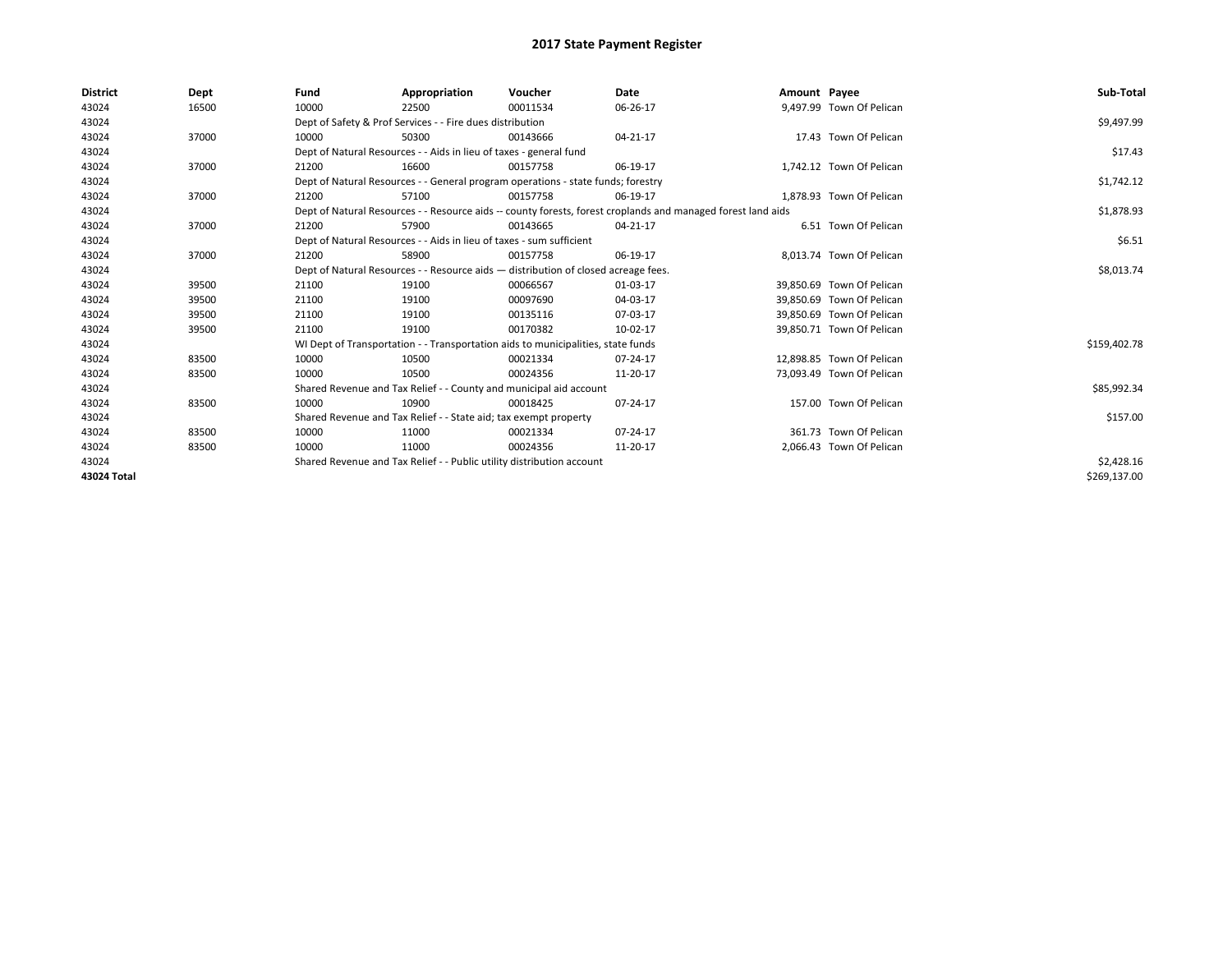# 2017 State Payment Register

| District | Dept | Fund | Appropriation | Voucher | Date | Amount | Payee | Sub-Total |
|---|---|---|---|---|---|---|---|---|
| 43024 | 16500 | 10000 | 22500 | 00011534 | 06-26-17 | 9,497.99 | Town Of Pelican | |
| 43024 | | Dept of Safety & Prof Services - - Fire dues distribution | | | | | | $9,497.99 |
| 43024 | 37000 | 10000 | 50300 | 00143666 | 04-21-17 | 17.43 | Town Of Pelican | |
| 43024 | | Dept of Natural Resources - - Aids in lieu of taxes - general fund | | | | | | $17.43 |
| 43024 | 37000 | 21200 | 16600 | 00157758 | 06-19-17 | 1,742.12 | Town Of Pelican | |
| 43024 | | Dept of Natural Resources - - General program operations - state funds; forestry | | | | | | $1,742.12 |
| 43024 | 37000 | 21200 | 57100 | 00157758 | 06-19-17 | 1,878.93 | Town Of Pelican | |
| 43024 | | Dept of Natural Resources - - Resource aids -- county forests, forest croplands and managed forest land aids | | | | | | $1,878.93 |
| 43024 | 37000 | 21200 | 57900 | 00143665 | 04-21-17 | 6.51 | Town Of Pelican | |
| 43024 | | Dept of Natural Resources - - Aids in lieu of taxes - sum sufficient | | | | | | $6.51 |
| 43024 | 37000 | 21200 | 58900 | 00157758 | 06-19-17 | 8,013.74 | Town Of Pelican | |
| 43024 | | Dept of Natural Resources - - Resource aids — distribution of closed acreage fees. | | | | | | $8,013.74 |
| 43024 | 39500 | 21100 | 19100 | 00066567 | 01-03-17 | 39,850.69 | Town Of Pelican | |
| 43024 | 39500 | 21100 | 19100 | 00097690 | 04-03-17 | 39,850.69 | Town Of Pelican | |
| 43024 | 39500 | 21100 | 19100 | 00135116 | 07-03-17 | 39,850.69 | Town Of Pelican | |
| 43024 | 39500 | 21100 | 19100 | 00170382 | 10-02-17 | 39,850.71 | Town Of Pelican | |
| 43024 | | WI Dept of Transportation - - Transportation aids to municipalities, state funds | | | | | | $159,402.78 |
| 43024 | 83500 | 10000 | 10500 | 00021334 | 07-24-17 | 12,898.85 | Town Of Pelican | |
| 43024 | 83500 | 10000 | 10500 | 00024356 | 11-20-17 | 73,093.49 | Town Of Pelican | |
| 43024 | | Shared Revenue and Tax Relief - - County and municipal aid account | | | | | | $85,992.34 |
| 43024 | 83500 | 10000 | 10900 | 00018425 | 07-24-17 | 157.00 | Town Of Pelican | |
| 43024 | | Shared Revenue and Tax Relief - - State aid; tax exempt property | | | | | | $157.00 |
| 43024 | 83500 | 10000 | 11000 | 00021334 | 07-24-17 | 361.73 | Town Of Pelican | |
| 43024 | 83500 | 10000 | 11000 | 00024356 | 11-20-17 | 2,066.43 | Town Of Pelican | |
| 43024 | | Shared Revenue and Tax Relief - - Public utility distribution account | | | | | | $2,428.16 |
| **43024 Total** | | | | | | | | $269,137.00 |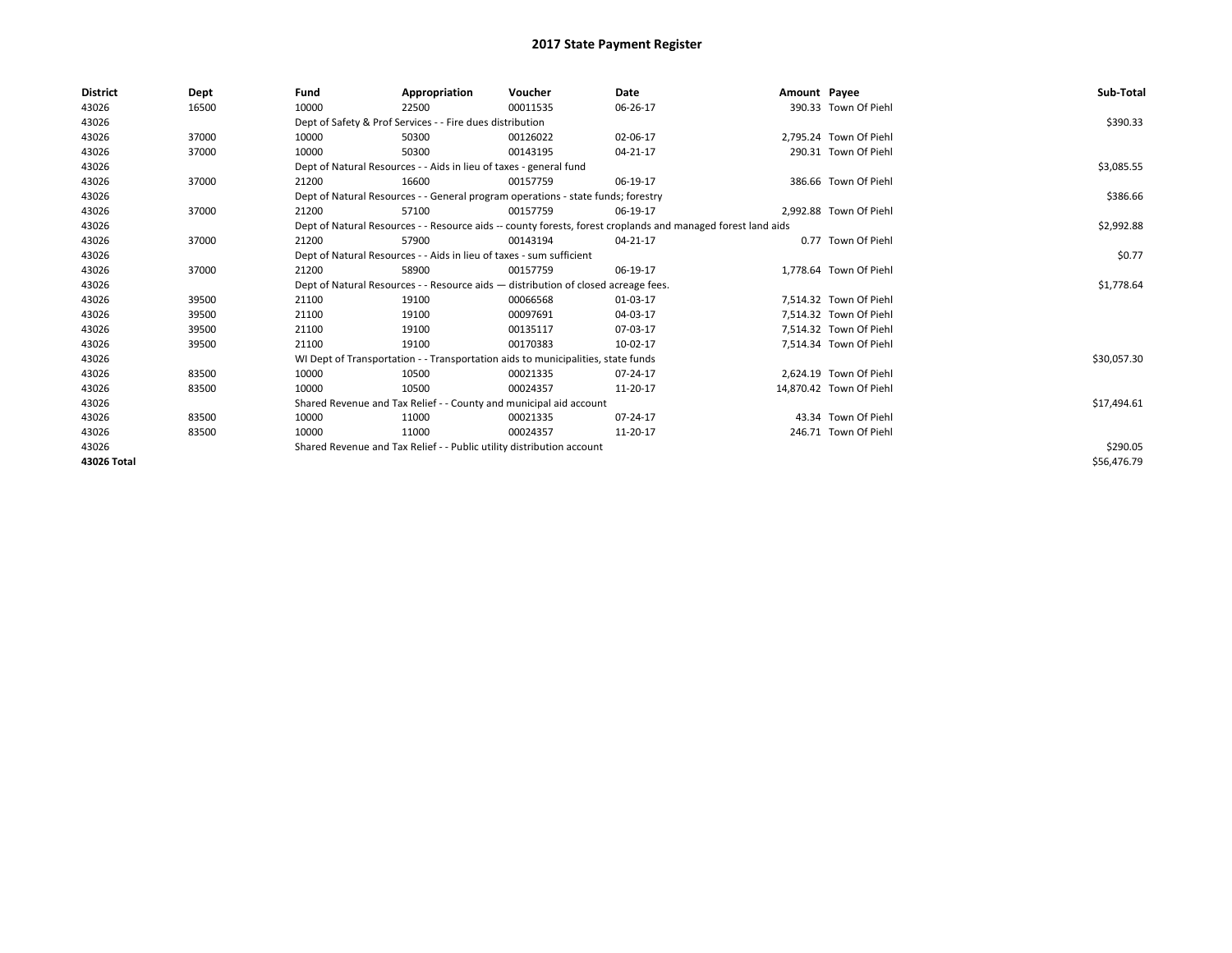# 2017 State Payment Register

| District | Dept | Fund | Appropriation | Voucher | Date | Amount | Payee | Sub-Total |
|---|---|---|---|---|---|---|---|---|
| 43026 | 16500 | 10000 | 22500 | 00011535 | 06-26-17 | 390.33 | Town Of Piehl | |
| 43026 | | Dept of Safety & Prof Services - - Fire dues distribution | | | | | | $390.33 |
| 43026 | 37000 | 10000 | 50300 | 00126022 | 02-06-17 | 2,795.24 | Town Of Piehl | |
| 43026 | 37000 | 10000 | 50300 | 00143195 | 04-21-17 | 290.31 | Town Of Piehl | |
| 43026 | | Dept of Natural Resources - - Aids in lieu of taxes - general fund | | | | | | $3,085.55 |
| 43026 | 37000 | 21200 | 16600 | 00157759 | 06-19-17 | 386.66 | Town Of Piehl | |
| 43026 | | Dept of Natural Resources - - General program operations - state funds; forestry | | | | | | $386.66 |
| 43026 | 37000 | 21200 | 57100 | 00157759 | 06-19-17 | 2,992.88 | Town Of Piehl | |
| 43026 | | Dept of Natural Resources - - Resource aids -- county forests, forest croplands and managed forest land aids | | | | | | $2,992.88 |
| 43026 | 37000 | 21200 | 57900 | 00143194 | 04-21-17 | 0.77 | Town Of Piehl | |
| 43026 | | Dept of Natural Resources - - Aids in lieu of taxes - sum sufficient | | | | | | $0.77 |
| 43026 | 37000 | 21200 | 58900 | 00157759 | 06-19-17 | 1,778.64 | Town Of Piehl | |
| 43026 | | Dept of Natural Resources - - Resource aids — distribution of closed acreage fees. | | | | | | $1,778.64 |
| 43026 | 39500 | 21100 | 19100 | 00066568 | 01-03-17 | 7,514.32 | Town Of Piehl | |
| 43026 | 39500 | 21100 | 19100 | 00097691 | 04-03-17 | 7,514.32 | Town Of Piehl | |
| 43026 | 39500 | 21100 | 19100 | 00135117 | 07-03-17 | 7,514.32 | Town Of Piehl | |
| 43026 | 39500 | 21100 | 19100 | 00170383 | 10-02-17 | 7,514.34 | Town Of Piehl | |
| 43026 | | WI Dept of Transportation - - Transportation aids to municipalities, state funds | | | | | | $30,057.30 |
| 43026 | 83500 | 10000 | 10500 | 00021335 | 07-24-17 | 2,624.19 | Town Of Piehl | |
| 43026 | 83500 | 10000 | 10500 | 00024357 | 11-20-17 | 14,870.42 | Town Of Piehl | |
| 43026 | | Shared Revenue and Tax Relief - - County and municipal aid account | | | | | | $17,494.61 |
| 43026 | 83500 | 10000 | 11000 | 00021335 | 07-24-17 | 43.34 | Town Of Piehl | |
| 43026 | 83500 | 10000 | 11000 | 00024357 | 11-20-17 | 246.71 | Town Of Piehl | |
| 43026 | | Shared Revenue and Tax Relief - - Public utility distribution account | | | | | | $290.05 |
| 43026 Total | | | | | | | | $56,476.79 |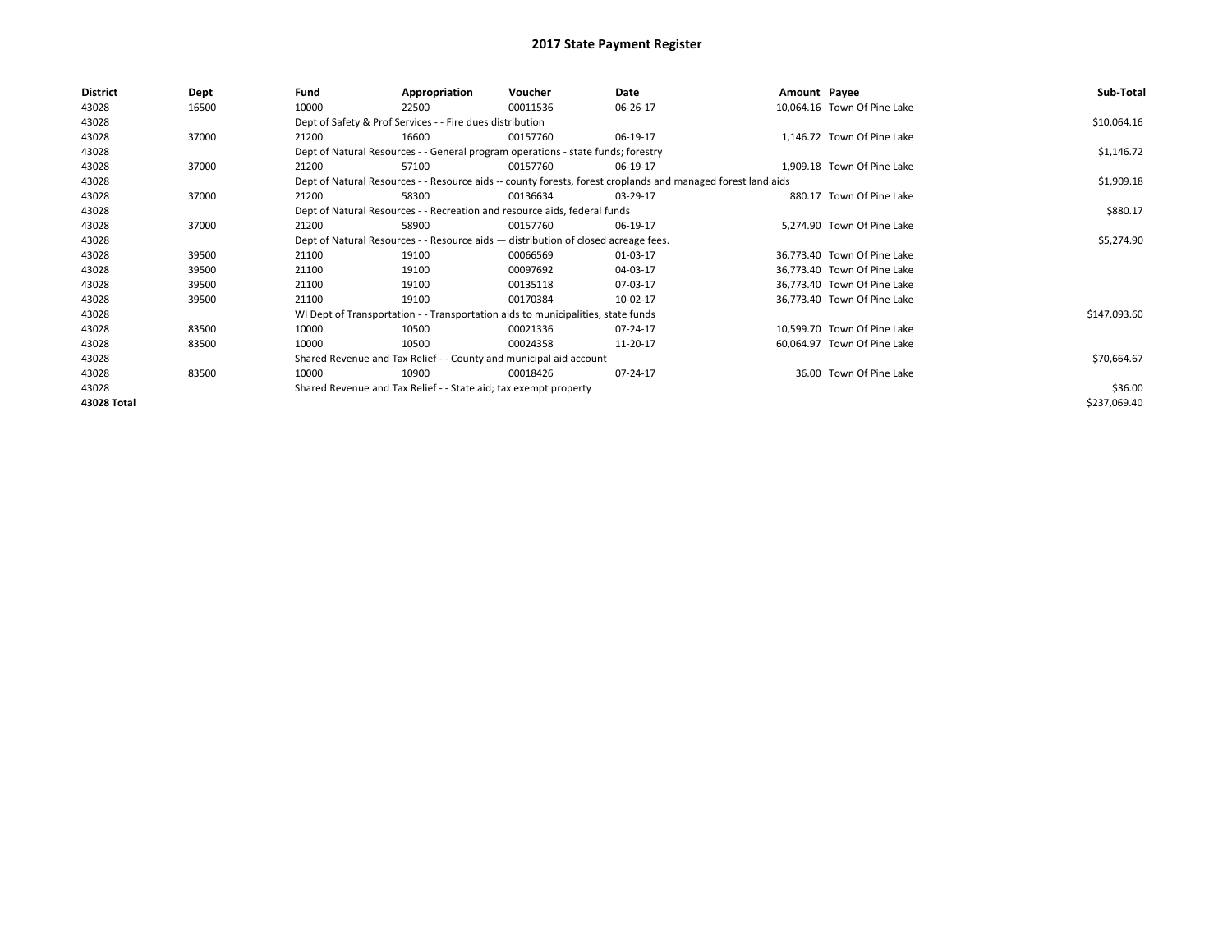# 2017 State Payment Register

| District | Dept | Fund | Appropriation | Voucher | Date | Amount | Payee | Sub-Total |
|---|---|---|---|---|---|---|---|---|
| 43028 | 16500 | 10000 | 22500 | 00011536 | 06-26-17 | 10,064.16 | Town Of Pine Lake | |
| 43028 | | Dept of Safety & Prof Services - - Fire dues distribution | | | | | | $10,064.16 |
| 43028 | 37000 | 21200 | 16600 | 00157760 | 06-19-17 | 1,146.72 | Town Of Pine Lake | |
| 43028 | | Dept of Natural Resources - - General program operations - state funds; forestry | | | | | | $1,146.72 |
| 43028 | 37000 | 21200 | 57100 | 00157760 | 06-19-17 | 1,909.18 | Town Of Pine Lake | |
| 43028 | | Dept of Natural Resources - - Resource aids -- county forests, forest croplands and managed forest land aids | | | | | | $1,909.18 |
| 43028 | 37000 | 21200 | 58300 | 00136634 | 03-29-17 | 880.17 | Town Of Pine Lake | |
| 43028 | | Dept of Natural Resources - - Recreation and resource aids, federal funds | | | | | | $880.17 |
| 43028 | 37000 | 21200 | 58900 | 00157760 | 06-19-17 | 5,274.90 | Town Of Pine Lake | |
| 43028 | | Dept of Natural Resources - - Resource aids — distribution of closed acreage fees. | | | | | | $5,274.90 |
| 43028 | 39500 | 21100 | 19100 | 00066569 | 01-03-17 | 36,773.40 | Town Of Pine Lake | |
| 43028 | 39500 | 21100 | 19100 | 00097692 | 04-03-17 | 36,773.40 | Town Of Pine Lake | |
| 43028 | 39500 | 21100 | 19100 | 00135118 | 07-03-17 | 36,773.40 | Town Of Pine Lake | |
| 43028 | 39500 | 21100 | 19100 | 00170384 | 10-02-17 | 36,773.40 | Town Of Pine Lake | |
| 43028 | | WI Dept of Transportation - - Transportation aids to municipalities, state funds | | | | | | $147,093.60 |
| 43028 | 83500 | 10000 | 10500 | 00021336 | 07-24-17 | 10,599.70 | Town Of Pine Lake | |
| 43028 | 83500 | 10000 | 10500 | 00024358 | 11-20-17 | 60,064.97 | Town Of Pine Lake | |
| 43028 | | Shared Revenue and Tax Relief - - County and municipal aid account | | | | | | $70,664.67 |
| 43028 | 83500 | 10000 | 10900 | 00018426 | 07-24-17 | 36.00 | Town Of Pine Lake | |
| 43028 | | Shared Revenue and Tax Relief - - State aid; tax exempt property | | | | | | $36.00 |
| **43028 Total** | | | | | | | | $237,069.40 |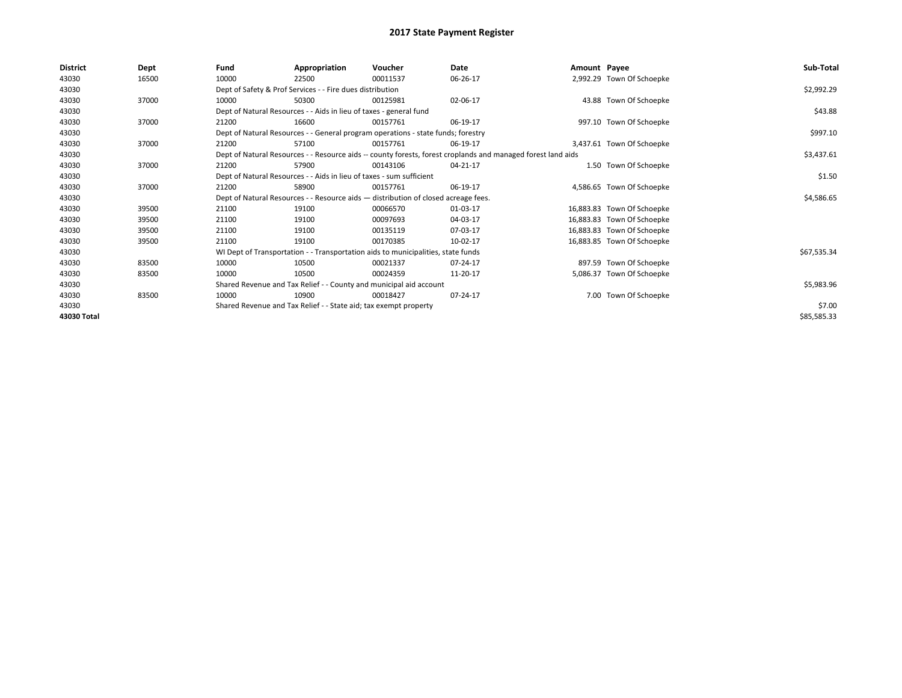# 2017 State Payment Register

| District | Dept | Fund | Appropriation | Voucher | Date | Amount | Payee | Sub-Total |
|---|---|---|---|---|---|---|---|---|
| 43030 | 16500 | 10000 | 22500 | 00011537 | 06-26-17 | 2,992.29 | Town Of Schoepke | |
| 43030 | | Dept of Safety & Prof Services - - Fire dues distribution | | | | | | $2,992.29 |
| 43030 | 37000 | 10000 | 50300 | 00125981 | 02-06-17 | 43.88 | Town Of Schoepke | |
| 43030 | | Dept of Natural Resources - - Aids in lieu of taxes - general fund | | | | | | $43.88 |
| 43030 | 37000 | 21200 | 16600 | 00157761 | 06-19-17 | 997.10 | Town Of Schoepke | |
| 43030 | | Dept of Natural Resources - - General program operations - state funds; forestry | | | | | | $997.10 |
| 43030 | 37000 | 21200 | 57100 | 00157761 | 06-19-17 | 3,437.61 | Town Of Schoepke | |
| 43030 | | Dept of Natural Resources - - Resource aids -- county forests, forest croplands and managed forest land aids | | | | | | $3,437.61 |
| 43030 | 37000 | 21200 | 57900 | 00143106 | 04-21-17 | 1.50 | Town Of Schoepke | |
| 43030 | | Dept of Natural Resources - - Aids in lieu of taxes - sum sufficient | | | | | | $1.50 |
| 43030 | 37000 | 21200 | 58900 | 00157761 | 06-19-17 | 4,586.65 | Town Of Schoepke | |
| 43030 | | Dept of Natural Resources - - Resource aids — distribution of closed acreage fees. | | | | | | $4,586.65 |
| 43030 | 39500 | 21100 | 19100 | 00066570 | 01-03-17 | 16,883.83 | Town Of Schoepke | |
| 43030 | 39500 | 21100 | 19100 | 00097693 | 04-03-17 | 16,883.83 | Town Of Schoepke | |
| 43030 | 39500 | 21100 | 19100 | 00135119 | 07-03-17 | 16,883.83 | Town Of Schoepke | |
| 43030 | 39500 | 21100 | 19100 | 00170385 | 10-02-17 | 16,883.85 | Town Of Schoepke | |
| 43030 | | WI Dept of Transportation - - Transportation aids to municipalities, state funds | | | | | | $67,535.34 |
| 43030 | 83500 | 10000 | 10500 | 00021337 | 07-24-17 | 897.59 | Town Of Schoepke | |
| 43030 | 83500 | 10000 | 10500 | 00024359 | 11-20-17 | 5,086.37 | Town Of Schoepke | |
| 43030 | | Shared Revenue and Tax Relief - - County and municipal aid account | | | | | | $5,983.96 |
| 43030 | 83500 | 10000 | 10900 | 00018427 | 07-24-17 | 7.00 | Town Of Schoepke | |
| 43030 | | Shared Revenue and Tax Relief - - State aid; tax exempt property | | | | | | $7.00 |
| 43030 Total | | | | | | | | $85,585.33 |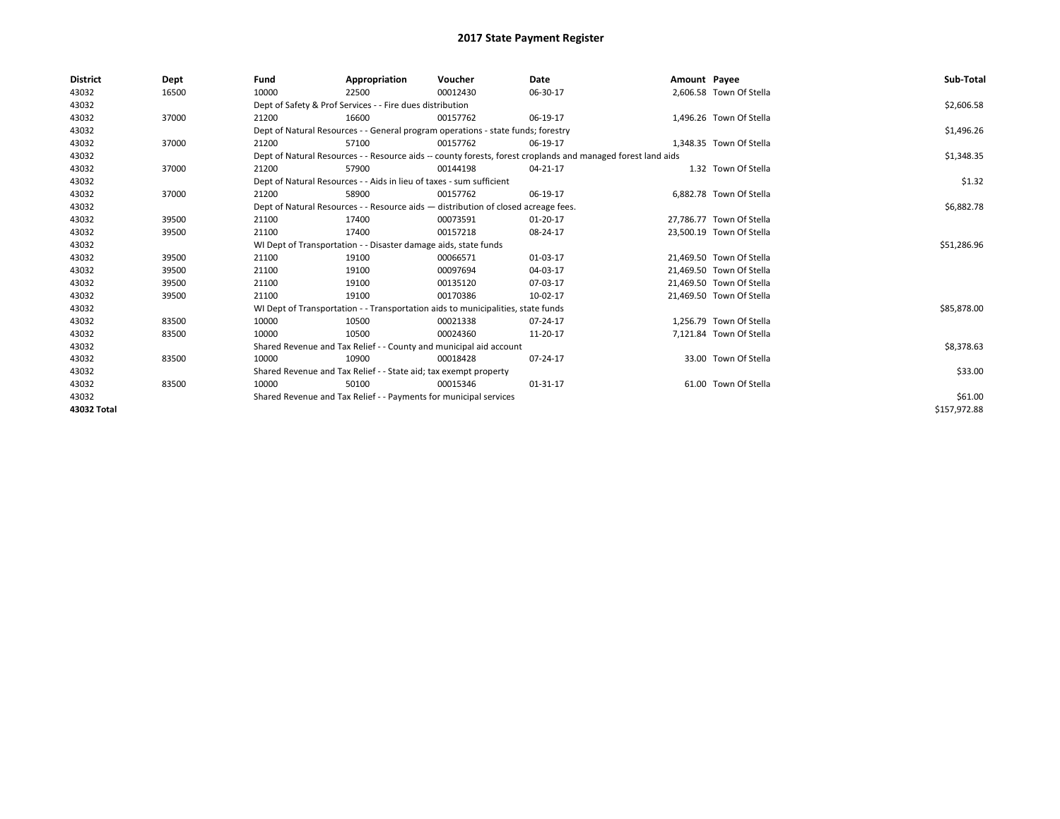# 2017 State Payment Register

| District | Dept | Fund | Appropriation | Voucher | Date | Amount | Payee | Sub-Total |
|---|---|---|---|---|---|---|---|---|
| 43032 | 16500 | 10000 | 22500 | 00012430 | 06-30-17 | 2,606.58 | Town Of Stella | |
| 43032 | | Dept of Safety & Prof Services - - Fire dues distribution | | | | | | $2,606.58 |
| 43032 | 37000 | 21200 | 16600 | 00157762 | 06-19-17 | 1,496.26 | Town Of Stella | |
| 43032 | | Dept of Natural Resources - - General program operations - state funds; forestry | | | | | | $1,496.26 |
| 43032 | 37000 | 21200 | 57100 | 00157762 | 06-19-17 | 1,348.35 | Town Of Stella | |
| 43032 | | Dept of Natural Resources - - Resource aids -- county forests, forest croplands and managed forest land aids | | | | | | $1,348.35 |
| 43032 | 37000 | 21200 | 57900 | 00144198 | 04-21-17 | 1.32 | Town Of Stella | |
| 43032 | | Dept of Natural Resources - - Aids in lieu of taxes - sum sufficient | | | | | | $1.32 |
| 43032 | 37000 | 21200 | 58900 | 00157762 | 06-19-17 | 6,882.78 | Town Of Stella | |
| 43032 | | Dept of Natural Resources - - Resource aids — distribution of closed acreage fees. | | | | | | $6,882.78 |
| 43032 | 39500 | 21100 | 17400 | 00073591 | 01-20-17 | 27,786.77 | Town Of Stella | |
| 43032 | 39500 | 21100 | 17400 | 00157218 | 08-24-17 | 23,500.19 | Town Of Stella | |
| 43032 | | WI Dept of Transportation - - Disaster damage aids, state funds | | | | | | $51,286.96 |
| 43032 | 39500 | 21100 | 19100 | 00066571 | 01-03-17 | 21,469.50 | Town Of Stella | |
| 43032 | 39500 | 21100 | 19100 | 00097694 | 04-03-17 | 21,469.50 | Town Of Stella | |
| 43032 | 39500 | 21100 | 19100 | 00135120 | 07-03-17 | 21,469.50 | Town Of Stella | |
| 43032 | 39500 | 21100 | 19100 | 00170386 | 10-02-17 | 21,469.50 | Town Of Stella | |
| 43032 | | WI Dept of Transportation - - Transportation aids to municipalities, state funds | | | | | | $85,878.00 |
| 43032 | 83500 | 10000 | 10500 | 00021338 | 07-24-17 | 1,256.79 | Town Of Stella | |
| 43032 | 83500 | 10000 | 10500 | 00024360 | 11-20-17 | 7,121.84 | Town Of Stella | |
| 43032 | | Shared Revenue and Tax Relief - - County and municipal aid account | | | | | | $8,378.63 |
| 43032 | 83500 | 10000 | 10900 | 00018428 | 07-24-17 | 33.00 | Town Of Stella | |
| 43032 | | Shared Revenue and Tax Relief - - State aid; tax exempt property | | | | | | $33.00 |
| 43032 | 83500 | 10000 | 50100 | 00015346 | 01-31-17 | 61.00 | Town Of Stella | |
| 43032 | | Shared Revenue and Tax Relief - - Payments for municipal services | | | | | | $61.00 |
| **43032 Total** | | | | | | | | $157,972.88 |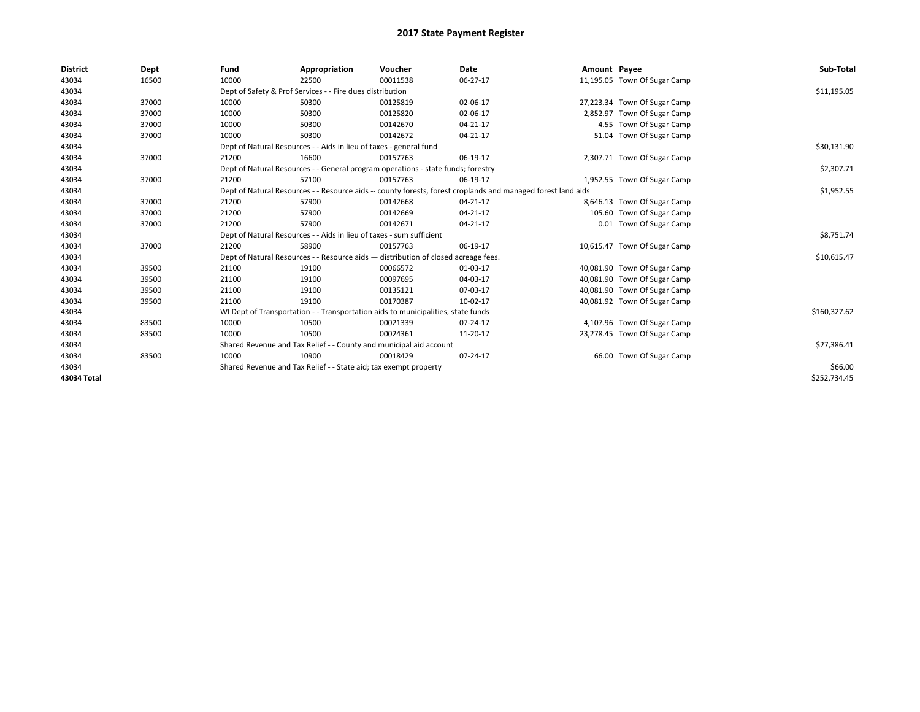# 2017 State Payment Register

| District | Dept | Fund | Appropriation | Voucher | Date | Amount | Payee | Sub-Total |
|---|---|---|---|---|---|---|---|---|
| 43034 | 16500 | 10000 | 22500 | 00011538 | 06-27-17 | 11,195.05 | Town Of Sugar Camp | |
| 43034 | | Dept of Safety & Prof Services - - Fire dues distribution | | | | | | $11,195.05 |
| 43034 | 37000 | 10000 | 50300 | 00125819 | 02-06-17 | 27,223.34 | Town Of Sugar Camp | |
| 43034 | 37000 | 10000 | 50300 | 00125820 | 02-06-17 | 2,852.97 | Town Of Sugar Camp | |
| 43034 | 37000 | 10000 | 50300 | 00142670 | 04-21-17 | 4.55 | Town Of Sugar Camp | |
| 43034 | 37000 | 10000 | 50300 | 00142672 | 04-21-17 | 51.04 | Town Of Sugar Camp | |
| 43034 | | Dept of Natural Resources - - Aids in lieu of taxes - general fund | | | | | | $30,131.90 |
| 43034 | 37000 | 21200 | 16600 | 00157763 | 06-19-17 | 2,307.71 | Town Of Sugar Camp | |
| 43034 | | Dept of Natural Resources - - General program operations - state funds; forestry | | | | | | $2,307.71 |
| 43034 | 37000 | 21200 | 57100 | 00157763 | 06-19-17 | 1,952.55 | Town Of Sugar Camp | |
| 43034 | | Dept of Natural Resources - - Resource aids -- county forests, forest croplands and managed forest land aids | | | | | | $1,952.55 |
| 43034 | 37000 | 21200 | 57900 | 00142668 | 04-21-17 | 8,646.13 | Town Of Sugar Camp | |
| 43034 | 37000 | 21200 | 57900 | 00142669 | 04-21-17 | 105.60 | Town Of Sugar Camp | |
| 43034 | 37000 | 21200 | 57900 | 00142671 | 04-21-17 | 0.01 | Town Of Sugar Camp | |
| 43034 | | Dept of Natural Resources - - Aids in lieu of taxes - sum sufficient | | | | | | $8,751.74 |
| 43034 | 37000 | 21200 | 58900 | 00157763 | 06-19-17 | 10,615.47 | Town Of Sugar Camp | |
| 43034 | | Dept of Natural Resources - - Resource aids — distribution of closed acreage fees. | | | | | | $10,615.47 |
| 43034 | 39500 | 21100 | 19100 | 00066572 | 01-03-17 | 40,081.90 | Town Of Sugar Camp | |
| 43034 | 39500 | 21100 | 19100 | 00097695 | 04-03-17 | 40,081.90 | Town Of Sugar Camp | |
| 43034 | 39500 | 21100 | 19100 | 00135121 | 07-03-17 | 40,081.90 | Town Of Sugar Camp | |
| 43034 | 39500 | 21100 | 19100 | 00170387 | 10-02-17 | 40,081.92 | Town Of Sugar Camp | |
| 43034 | | WI Dept of Transportation - - Transportation aids to municipalities, state funds | | | | | | $160,327.62 |
| 43034 | 83500 | 10000 | 10500 | 00021339 | 07-24-17 | 4,107.96 | Town Of Sugar Camp | |
| 43034 | 83500 | 10000 | 10500 | 00024361 | 11-20-17 | 23,278.45 | Town Of Sugar Camp | |
| 43034 | | Shared Revenue and Tax Relief - - County and municipal aid account | | | | | | $27,386.41 |
| 43034 | 83500 | 10000 | 10900 | 00018429 | 07-24-17 | 66.00 | Town Of Sugar Camp | |
| 43034 | | Shared Revenue and Tax Relief - - State aid; tax exempt property | | | | | | $66.00 |
| 43034 Total | | | | | | | | $252,734.45 |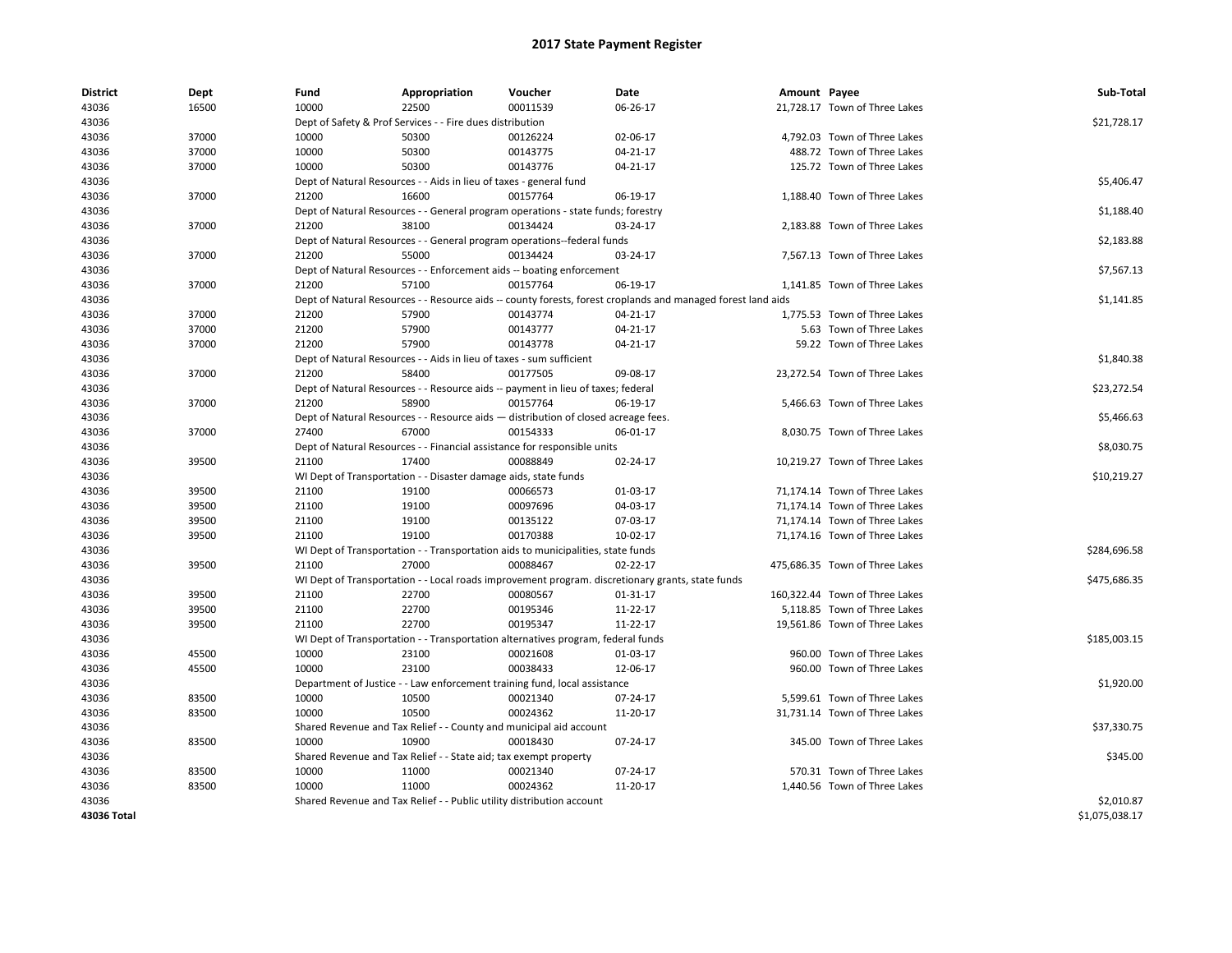# 2017 State Payment Register

| District | Dept | Fund | Appropriation | Voucher | Date | Amount | Payee | Sub-Total |
|---|---|---|---|---|---|---|---|---|
| 43036 | 16500 | 10000 | 22500 | 00011539 | 06-26-17 | 21,728.17 | Town of Three Lakes | |
| 43036 | | Dept of Safety & Prof Services - - Fire dues distribution | | | | | | $21,728.17 |
| 43036 | 37000 | 10000 | 50300 | 00126224 | 02-06-17 | 4,792.03 | Town of Three Lakes | |
| 43036 | 37000 | 10000 | 50300 | 00143775 | 04-21-17 | 488.72 | Town of Three Lakes | |
| 43036 | 37000 | 10000 | 50300 | 00143776 | 04-21-17 | 125.72 | Town of Three Lakes | |
| 43036 | | Dept of Natural Resources - - Aids in lieu of taxes - general fund | | | | | | $5,406.47 |
| 43036 | 37000 | 21200 | 16600 | 00157764 | 06-19-17 | 1,188.40 | Town of Three Lakes | |
| 43036 | | Dept of Natural Resources - - General program operations - state funds; forestry | | | | | | $1,188.40 |
| 43036 | 37000 | 21200 | 38100 | 00134424 | 03-24-17 | 2,183.88 | Town of Three Lakes | |
| 43036 | | Dept of Natural Resources - - General program operations--federal funds | | | | | | $2,183.88 |
| 43036 | 37000 | 21200 | 55000 | 00134424 | 03-24-17 | 7,567.13 | Town of Three Lakes | |
| 43036 | | Dept of Natural Resources - - Enforcement aids -- boating enforcement | | | | | | $7,567.13 |
| 43036 | 37000 | 21200 | 57100 | 00157764 | 06-19-17 | 1,141.85 | Town of Three Lakes | |
| 43036 | | Dept of Natural Resources - - Resource aids -- county forests, forest croplands and managed forest land aids | | | | | | $1,141.85 |
| 43036 | 37000 | 21200 | 57900 | 00143774 | 04-21-17 | 1,775.53 | Town of Three Lakes | |
| 43036 | 37000 | 21200 | 57900 | 00143777 | 04-21-17 | 5.63 | Town of Three Lakes | |
| 43036 | 37000 | 21200 | 57900 | 00143778 | 04-21-17 | 59.22 | Town of Three Lakes | |
| 43036 | | Dept of Natural Resources - - Aids in lieu of taxes - sum sufficient | | | | | | $1,840.38 |
| 43036 | 37000 | 21200 | 58400 | 00177505 | 09-08-17 | 23,272.54 | Town of Three Lakes | |
| 43036 | | Dept of Natural Resources - - Resource aids -- payment in lieu of taxes; federal | | | | | | $23,272.54 |
| 43036 | 37000 | 21200 | 58900 | 00157764 | 06-19-17 | 5,466.63 | Town of Three Lakes | |
| 43036 | | Dept of Natural Resources - - Resource aids — distribution of closed acreage fees. | | | | | | $5,466.63 |
| 43036 | 37000 | 27400 | 67000 | 00154333 | 06-01-17 | 8,030.75 | Town of Three Lakes | |
| 43036 | | Dept of Natural Resources - - Financial assistance for responsible units | | | | | | $8,030.75 |
| 43036 | 39500 | 21100 | 17400 | 00088849 | 02-24-17 | 10,219.27 | Town of Three Lakes | |
| 43036 | | WI Dept of Transportation - - Disaster damage aids, state funds | | | | | | $10,219.27 |
| 43036 | 39500 | 21100 | 19100 | 00066573 | 01-03-17 | 71,174.14 | Town of Three Lakes | |
| 43036 | 39500 | 21100 | 19100 | 00097696 | 04-03-17 | 71,174.14 | Town of Three Lakes | |
| 43036 | 39500 | 21100 | 19100 | 00135122 | 07-03-17 | 71,174.14 | Town of Three Lakes | |
| 43036 | 39500 | 21100 | 19100 | 00170388 | 10-02-17 | 71,174.16 | Town of Three Lakes | |
| 43036 | | WI Dept of Transportation - - Transportation aids to municipalities, state funds | | | | | | $284,696.58 |
| 43036 | 39500 | 21100 | 27000 | 00088467 | 02-22-17 | 475,686.35 | Town of Three Lakes | |
| 43036 | | WI Dept of Transportation - - Local roads improvement program. discretionary grants, state funds | | | | | | $475,686.35 |
| 43036 | 39500 | 21100 | 22700 | 00080567 | 01-31-17 | 160,322.44 | Town of Three Lakes | |
| 43036 | 39500 | 21100 | 22700 | 00195346 | 11-22-17 | 5,118.85 | Town of Three Lakes | |
| 43036 | 39500 | 21100 | 22700 | 00195347 | 11-22-17 | 19,561.86 | Town of Three Lakes | |
| 43036 | | WI Dept of Transportation - - Transportation alternatives program, federal funds | | | | | | $185,003.15 |
| 43036 | 45500 | 10000 | 23100 | 00021608 | 01-03-17 | 960.00 | Town of Three Lakes | |
| 43036 | 45500 | 10000 | 23100 | 00038433 | 12-06-17 | 960.00 | Town of Three Lakes | |
| 43036 | | Department of Justice - - Law enforcement training fund, local assistance | | | | | | $1,920.00 |
| 43036 | 83500 | 10000 | 10500 | 00021340 | 07-24-17 | 5,599.61 | Town of Three Lakes | |
| 43036 | 83500 | 10000 | 10500 | 00024362 | 11-20-17 | 31,731.14 | Town of Three Lakes | |
| 43036 | | Shared Revenue and Tax Relief - - County and municipal aid account | | | | | | $37,330.75 |
| 43036 | 83500 | 10000 | 10900 | 00018430 | 07-24-17 | 345.00 | Town of Three Lakes | |
| 43036 | | Shared Revenue and Tax Relief - - State aid; tax exempt property | | | | | | $345.00 |
| 43036 | 83500 | 10000 | 11000 | 00021340 | 07-24-17 | 570.31 | Town of Three Lakes | |
| 43036 | 83500 | 10000 | 11000 | 00024362 | 11-20-17 | 1,440.56 | Town of Three Lakes | |
| 43036 | | Shared Revenue and Tax Relief - - Public utility distribution account | | | | | | $2,010.87 |
| **43036 Total** | | | | | | | | $1,075,038.17 |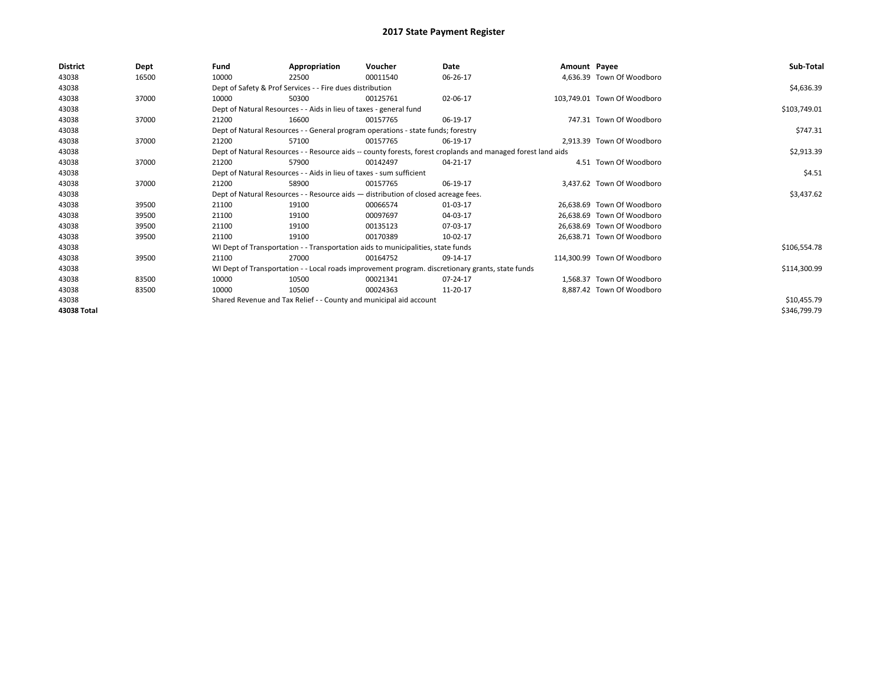# 2017 State Payment Register

| District | Dept | Fund | Appropriation | Voucher | Date | Amount | Payee | Sub-Total |
|---|---|---|---|---|---|---|---|---|
| 43038 | 16500 | 10000 | 22500 | 00011540 | 06-26-17 | 4,636.39 | Town Of Woodboro | |
| 43038 | | Dept of Safety & Prof Services - - Fire dues distribution | | | | | | $4,636.39 |
| 43038 | 37000 | 10000 | 50300 | 00125761 | 02-06-17 | 103,749.01 | Town Of Woodboro | |
| 43038 | | Dept of Natural Resources - - Aids in lieu of taxes - general fund | | | | | | $103,749.01 |
| 43038 | 37000 | 21200 | 16600 | 00157765 | 06-19-17 | 747.31 | Town Of Woodboro | |
| 43038 | | Dept of Natural Resources - - General program operations - state funds; forestry | | | | | | $747.31 |
| 43038 | 37000 | 21200 | 57100 | 00157765 | 06-19-17 | 2,913.39 | Town Of Woodboro | |
| 43038 | | Dept of Natural Resources - - Resource aids -- county forests, forest croplands and managed forest land aids | | | | | | $2,913.39 |
| 43038 | 37000 | 21200 | 57900 | 00142497 | 04-21-17 | 4.51 | Town Of Woodboro | |
| 43038 | | Dept of Natural Resources - - Aids in lieu of taxes - sum sufficient | | | | | | $4.51 |
| 43038 | 37000 | 21200 | 58900 | 00157765 | 06-19-17 | 3,437.62 | Town Of Woodboro | |
| 43038 | | Dept of Natural Resources - - Resource aids — distribution of closed acreage fees. | | | | | | $3,437.62 |
| 43038 | 39500 | 21100 | 19100 | 00066574 | 01-03-17 | 26,638.69 | Town Of Woodboro | |
| 43038 | 39500 | 21100 | 19100 | 00097697 | 04-03-17 | 26,638.69 | Town Of Woodboro | |
| 43038 | 39500 | 21100 | 19100 | 00135123 | 07-03-17 | 26,638.69 | Town Of Woodboro | |
| 43038 | 39500 | 21100 | 19100 | 00170389 | 10-02-17 | 26,638.71 | Town Of Woodboro | |
| 43038 | | WI Dept of Transportation - - Transportation aids to municipalities, state funds | | | | | | $106,554.78 |
| 43038 | 39500 | 21100 | 27000 | 00164752 | 09-14-17 | 114,300.99 | Town Of Woodboro | |
| 43038 | | WI Dept of Transportation - - Local roads improvement program. discretionary grants, state funds | | | | | | $114,300.99 |
| 43038 | 83500 | 10000 | 10500 | 00021341 | 07-24-17 | 1,568.37 | Town Of Woodboro | |
| 43038 | 83500 | 10000 | 10500 | 00024363 | 11-20-17 | 8,887.42 | Town Of Woodboro | |
| 43038 | | Shared Revenue and Tax Relief - - County and municipal aid account | | | | | | $10,455.79 |
| 43038 Total | | | | | | | | $346,799.79 |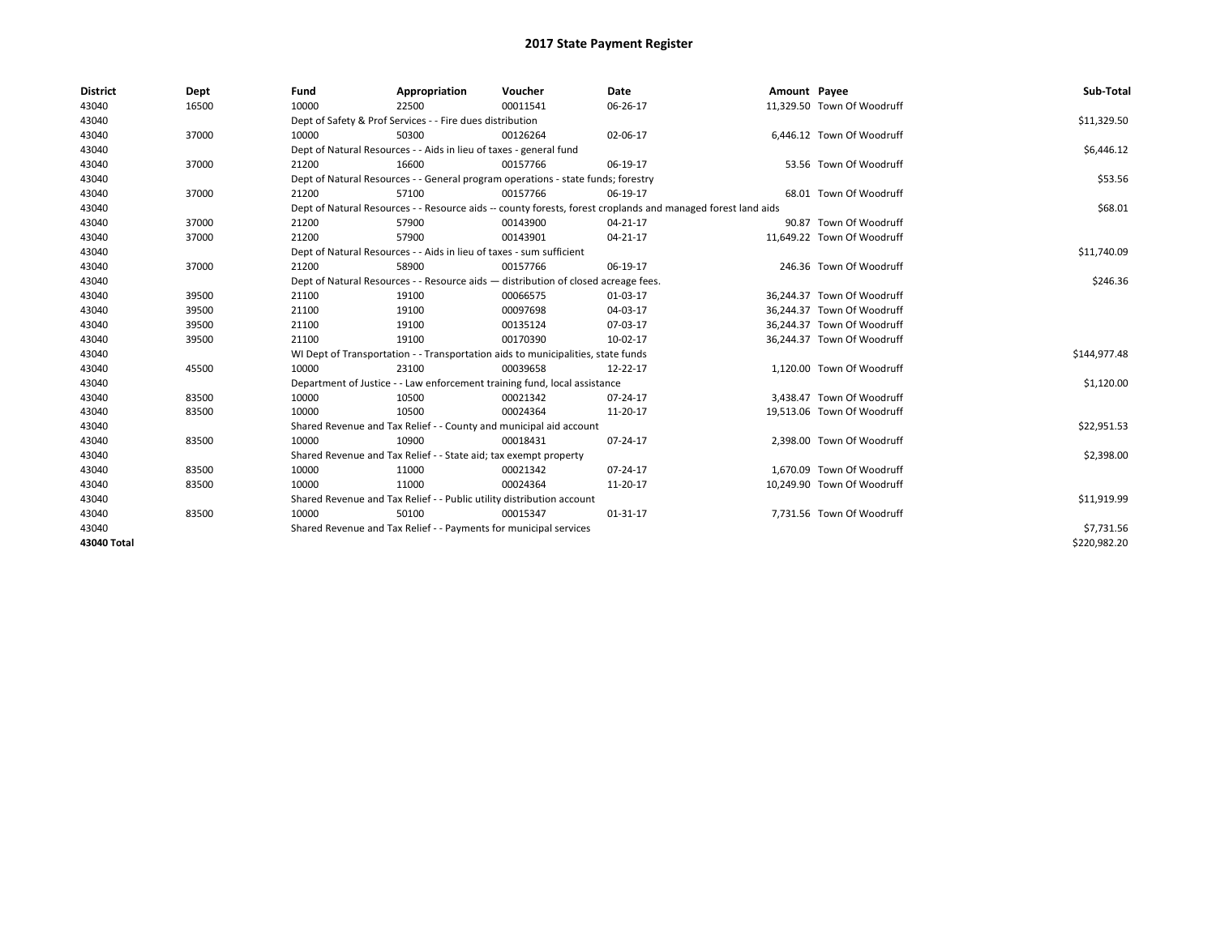# 2017 State Payment Register

| District | Dept | Fund | Appropriation | Voucher | Date | Amount | Payee | Sub-Total |
|---|---|---|---|---|---|---|---|---|
| 43040 | 16500 | 10000 | 22500 | 00011541 | 06-26-17 | 11,329.50 | Town Of Woodruff | |
| 43040 | | Dept of Safety & Prof Services - - Fire dues distribution | | | | | | $11,329.50 |
| 43040 | 37000 | 10000 | 50300 | 00126264 | 02-06-17 | 6,446.12 | Town Of Woodruff | |
| 43040 | | Dept of Natural Resources - - Aids in lieu of taxes - general fund | | | | | | $6,446.12 |
| 43040 | 37000 | 21200 | 16600 | 00157766 | 06-19-17 | 53.56 | Town Of Woodruff | |
| 43040 | | Dept of Natural Resources - - General program operations - state funds; forestry | | | | | | $53.56 |
| 43040 | 37000 | 21200 | 57100 | 00157766 | 06-19-17 | 68.01 | Town Of Woodruff | |
| 43040 | | Dept of Natural Resources - - Resource aids -- county forests, forest croplands and managed forest land aids | | | | | | $68.01 |
| 43040 | 37000 | 21200 | 57900 | 00143900 | 04-21-17 | 90.87 | Town Of Woodruff | |
| 43040 | 37000 | 21200 | 57900 | 00143901 | 04-21-17 | 11,649.22 | Town Of Woodruff | |
| 43040 | | Dept of Natural Resources - - Aids in lieu of taxes - sum sufficient | | | | | | $11,740.09 |
| 43040 | 37000 | 21200 | 58900 | 00157766 | 06-19-17 | 246.36 | Town Of Woodruff | |
| 43040 | | Dept of Natural Resources - - Resource aids — distribution of closed acreage fees. | | | | | | $246.36 |
| 43040 | 39500 | 21100 | 19100 | 00066575 | 01-03-17 | 36,244.37 | Town Of Woodruff | |
| 43040 | 39500 | 21100 | 19100 | 00097698 | 04-03-17 | 36,244.37 | Town Of Woodruff | |
| 43040 | 39500 | 21100 | 19100 | 00135124 | 07-03-17 | 36,244.37 | Town Of Woodruff | |
| 43040 | 39500 | 21100 | 19100 | 00170390 | 10-02-17 | 36,244.37 | Town Of Woodruff | |
| 43040 | | WI Dept of Transportation - - Transportation aids to municipalities, state funds | | | | | | $144,977.48 |
| 43040 | 45500 | 10000 | 23100 | 00039658 | 12-22-17 | 1,120.00 | Town Of Woodruff | |
| 43040 | | Department of Justice - - Law enforcement training fund, local assistance | | | | | | $1,120.00 |
| 43040 | 83500 | 10000 | 10500 | 00021342 | 07-24-17 | 3,438.47 | Town Of Woodruff | |
| 43040 | 83500 | 10000 | 10500 | 00024364 | 11-20-17 | 19,513.06 | Town Of Woodruff | |
| 43040 | | Shared Revenue and Tax Relief - - County and municipal aid account | | | | | | $22,951.53 |
| 43040 | 83500 | 10000 | 10900 | 00018431 | 07-24-17 | 2,398.00 | Town Of Woodruff | |
| 43040 | | Shared Revenue and Tax Relief - - State aid; tax exempt property | | | | | | $2,398.00 |
| 43040 | 83500 | 10000 | 11000 | 00021342 | 07-24-17 | 1,670.09 | Town Of Woodruff | |
| 43040 | 83500 | 10000 | 11000 | 00024364 | 11-20-17 | 10,249.90 | Town Of Woodruff | |
| 43040 | | Shared Revenue and Tax Relief - - Public utility distribution account | | | | | | $11,919.99 |
| 43040 | 83500 | 10000 | 50100 | 00015347 | 01-31-17 | 7,731.56 | Town Of Woodruff | |
| 43040 | | Shared Revenue and Tax Relief - - Payments for municipal services | | | | | | $7,731.56 |
| **43040 Total** | | | | | | | | $220,982.20 |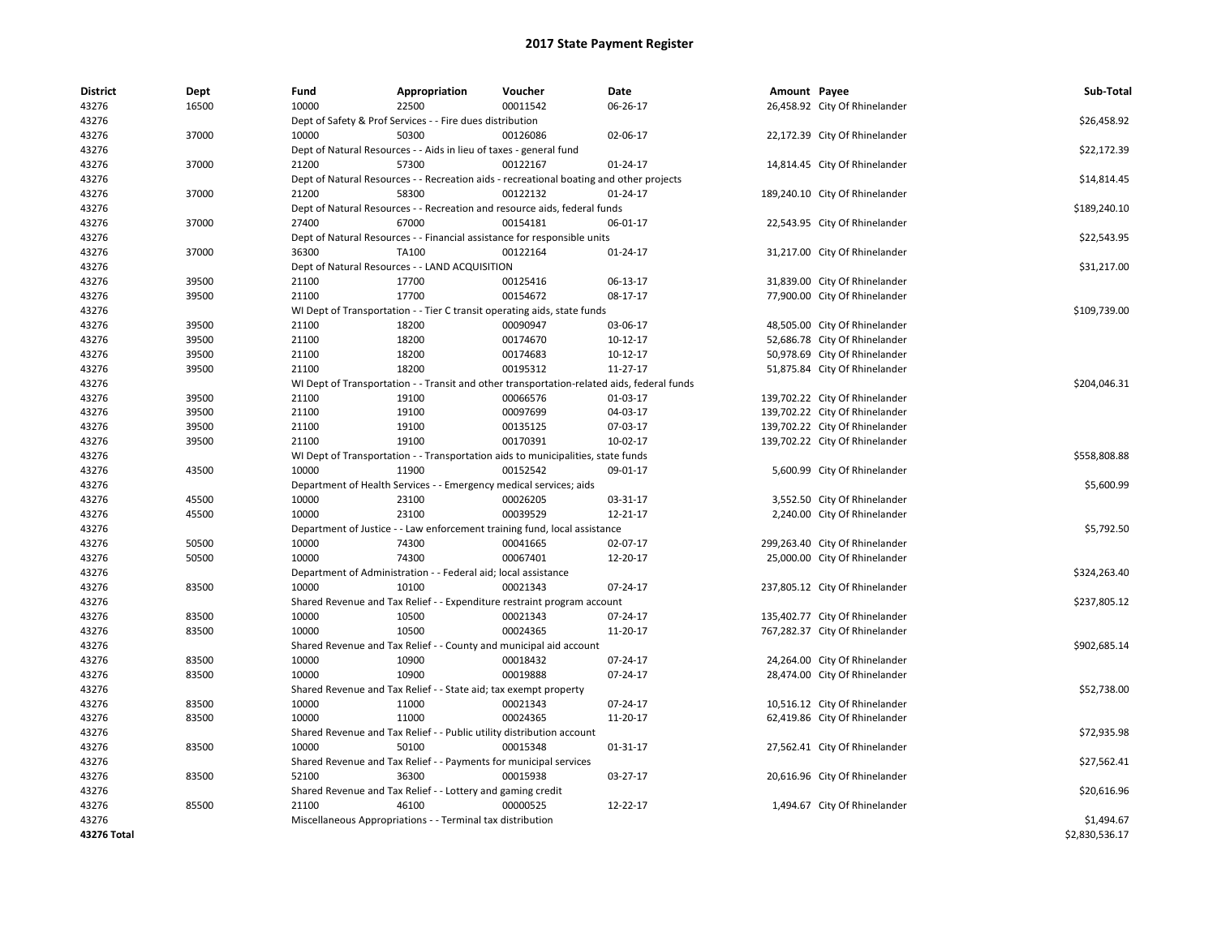# 2017 State Payment Register

| District | Dept | Fund | Appropriation | Voucher | Date | Amount | Payee | Sub-Total |
|---|---|---|---|---|---|---|---|---|
| 43276 | 16500 | 10000 | 22500 | 00011542 | 06-26-17 | 26,458.92 | City Of Rhinelander | |
| 43276 | | Dept of Safety & Prof Services - - Fire dues distribution | | | | | | $26,458.92 |
| 43276 | 37000 | 10000 | 50300 | 00126086 | 02-06-17 | 22,172.39 | City Of Rhinelander | |
| 43276 | | Dept of Natural Resources - - Aids in lieu of taxes - general fund | | | | | | $22,172.39 |
| 43276 | 37000 | 21200 | 57300 | 00122167 | 01-24-17 | 14,814.45 | City Of Rhinelander | |
| 43276 | | Dept of Natural Resources - - Recreation aids - recreational boating and other projects | | | | | | $14,814.45 |
| 43276 | 37000 | 21200 | 58300 | 00122132 | 01-24-17 | 189,240.10 | City Of Rhinelander | |
| 43276 | | Dept of Natural Resources - - Recreation and resource aids, federal funds | | | | | | $189,240.10 |
| 43276 | 37000 | 27400 | 67000 | 00154181 | 06-01-17 | 22,543.95 | City Of Rhinelander | |
| 43276 | | Dept of Natural Resources - - Financial assistance for responsible units | | | | | | $22,543.95 |
| 43276 | 37000 | 36300 | TA100 | 00122164 | 01-24-17 | 31,217.00 | City Of Rhinelander | |
| 43276 | | Dept of Natural Resources - - LAND ACQUISITION | | | | | | $31,217.00 |
| 43276 | 39500 | 21100 | 17700 | 00125416 | 06-13-17 | 31,839.00 | City Of Rhinelander | |
| 43276 | 39500 | 21100 | 17700 | 00154672 | 08-17-17 | 77,900.00 | City Of Rhinelander | |
| 43276 | | WI Dept of Transportation - - Tier C transit operating aids, state funds | | | | | | $109,739.00 |
| 43276 | 39500 | 21100 | 18200 | 00090947 | 03-06-17 | 48,505.00 | City Of Rhinelander | |
| 43276 | 39500 | 21100 | 18200 | 00174670 | 10-12-17 | 52,686.78 | City Of Rhinelander | |
| 43276 | 39500 | 21100 | 18200 | 00174683 | 10-12-17 | 50,978.69 | City Of Rhinelander | |
| 43276 | 39500 | 21100 | 18200 | 00195312 | 11-27-17 | 51,875.84 | City Of Rhinelander | |
| 43276 | | WI Dept of Transportation - - Transit and other transportation-related aids, federal funds | | | | | | $204,046.31 |
| 43276 | 39500 | 21100 | 19100 | 00066576 | 01-03-17 | 139,702.22 | City Of Rhinelander | |
| 43276 | 39500 | 21100 | 19100 | 00097699 | 04-03-17 | 139,702.22 | City Of Rhinelander | |
| 43276 | 39500 | 21100 | 19100 | 00135125 | 07-03-17 | 139,702.22 | City Of Rhinelander | |
| 43276 | 39500 | 21100 | 19100 | 00170391 | 10-02-17 | 139,702.22 | City Of Rhinelander | |
| 43276 | | WI Dept of Transportation - - Transportation aids to municipalities, state funds | | | | | | $558,808.88 |
| 43276 | 43500 | 10000 | 11900 | 00152542 | 09-01-17 | 5,600.99 | City Of Rhinelander | |
| 43276 | | Department of Health Services - - Emergency medical services; aids | | | | | | $5,600.99 |
| 43276 | 45500 | 10000 | 23100 | 00026205 | 03-31-17 | 3,552.50 | City Of Rhinelander | |
| 43276 | 45500 | 10000 | 23100 | 00039529 | 12-21-17 | 2,240.00 | City Of Rhinelander | |
| 43276 | | Department of Justice - - Law enforcement training fund, local assistance | | | | | | $5,792.50 |
| 43276 | 50500 | 10000 | 74300 | 00041665 | 02-07-17 | 299,263.40 | City Of Rhinelander | |
| 43276 | 50500 | 10000 | 74300 | 00067401 | 12-20-17 | 25,000.00 | City Of Rhinelander | |
| 43276 | | Department of Administration - - Federal aid; local assistance | | | | | | $324,263.40 |
| 43276 | 83500 | 10000 | 10100 | 00021343 | 07-24-17 | 237,805.12 | City Of Rhinelander | |
| 43276 | | Shared Revenue and Tax Relief - - Expenditure restraint program account | | | | | | $237,805.12 |
| 43276 | 83500 | 10000 | 10500 | 00021343 | 07-24-17 | 135,402.77 | City Of Rhinelander | |
| 43276 | 83500 | 10000 | 10500 | 00024365 | 11-20-17 | 767,282.37 | City Of Rhinelander | |
| 43276 | | Shared Revenue and Tax Relief - - County and municipal aid account | | | | | | $902,685.14 |
| 43276 | 83500 | 10000 | 10900 | 00018432 | 07-24-17 | 24,264.00 | City Of Rhinelander | |
| 43276 | 83500 | 10000 | 10900 | 00019888 | 07-24-17 | 28,474.00 | City Of Rhinelander | |
| 43276 | | Shared Revenue and Tax Relief - - State aid; tax exempt property | | | | | | $52,738.00 |
| 43276 | 83500 | 10000 | 11000 | 00021343 | 07-24-17 | 10,516.12 | City Of Rhinelander | |
| 43276 | 83500 | 10000 | 11000 | 00024365 | 11-20-17 | 62,419.86 | City Of Rhinelander | |
| 43276 | | Shared Revenue and Tax Relief - - Public utility distribution account | | | | | | $72,935.98 |
| 43276 | 83500 | 10000 | 50100 | 00015348 | 01-31-17 | 27,562.41 | City Of Rhinelander | |
| 43276 | | Shared Revenue and Tax Relief - - Payments for municipal services | | | | | | $27,562.41 |
| 43276 | 83500 | 52100 | 36300 | 00015938 | 03-27-17 | 20,616.96 | City Of Rhinelander | |
| 43276 | | Shared Revenue and Tax Relief - - Lottery and gaming credit | | | | | | $20,616.96 |
| 43276 | 85500 | 21100 | 46100 | 00000525 | 12-22-17 | 1,494.67 | City Of Rhinelander | |
| 43276 | | Miscellaneous Appropriations - - Terminal tax distribution | | | | | | $1,494.67 |
| **43276 Total** | | | | | | | | $2,830,536.17 |